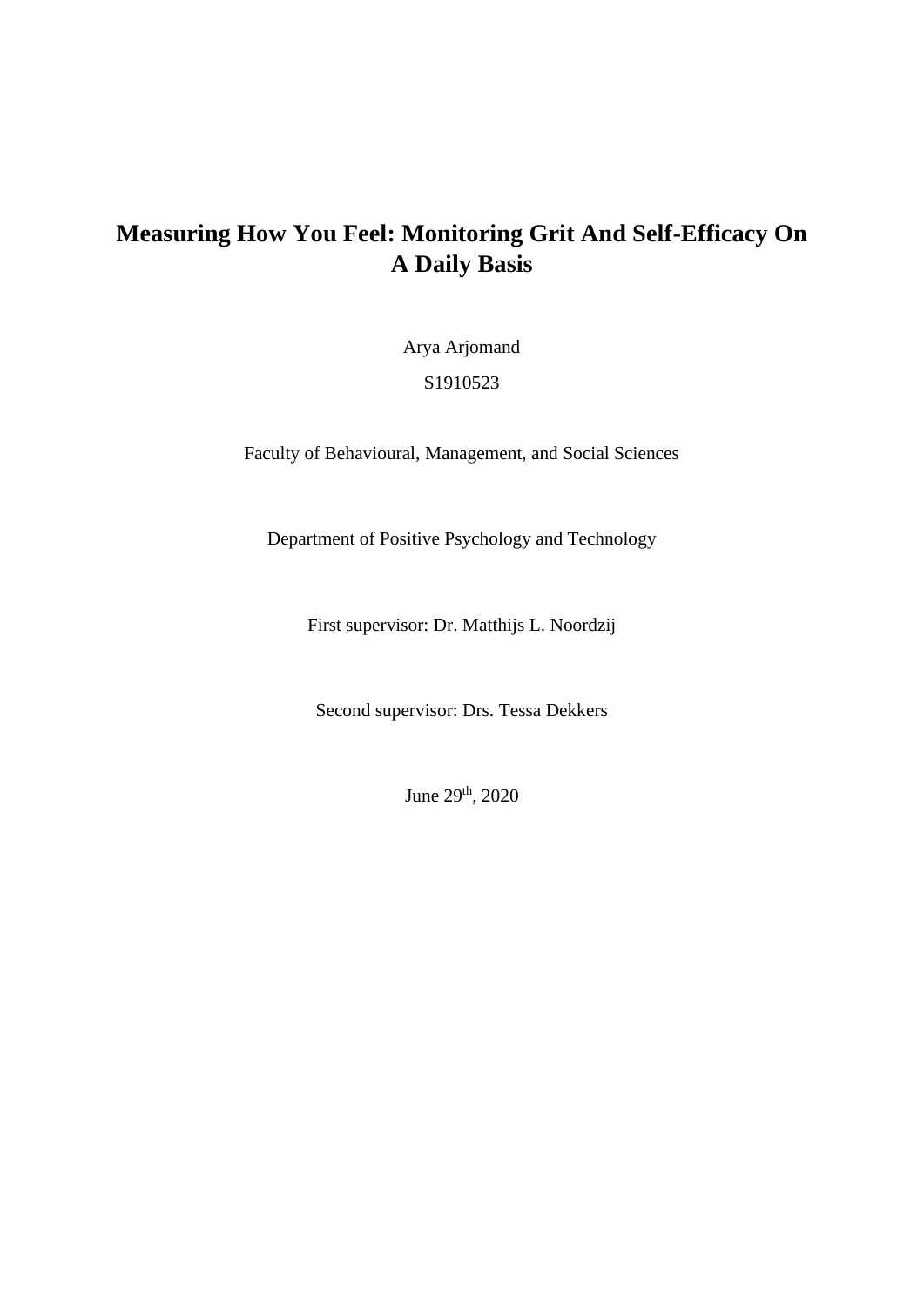# Measuring How You Feel: Monitoring Grit And Self-Efficacy On A Daily Basis

Arya Arjomand

S1910523

Faculty of Behavioural, Management, and Social Sciences

Department of Positive Psychology and Technology

First supervisor: Dr. Matthijs L. Noordzij

Second supervisor: Drs. Tessa Dekkers

June 29th, 2020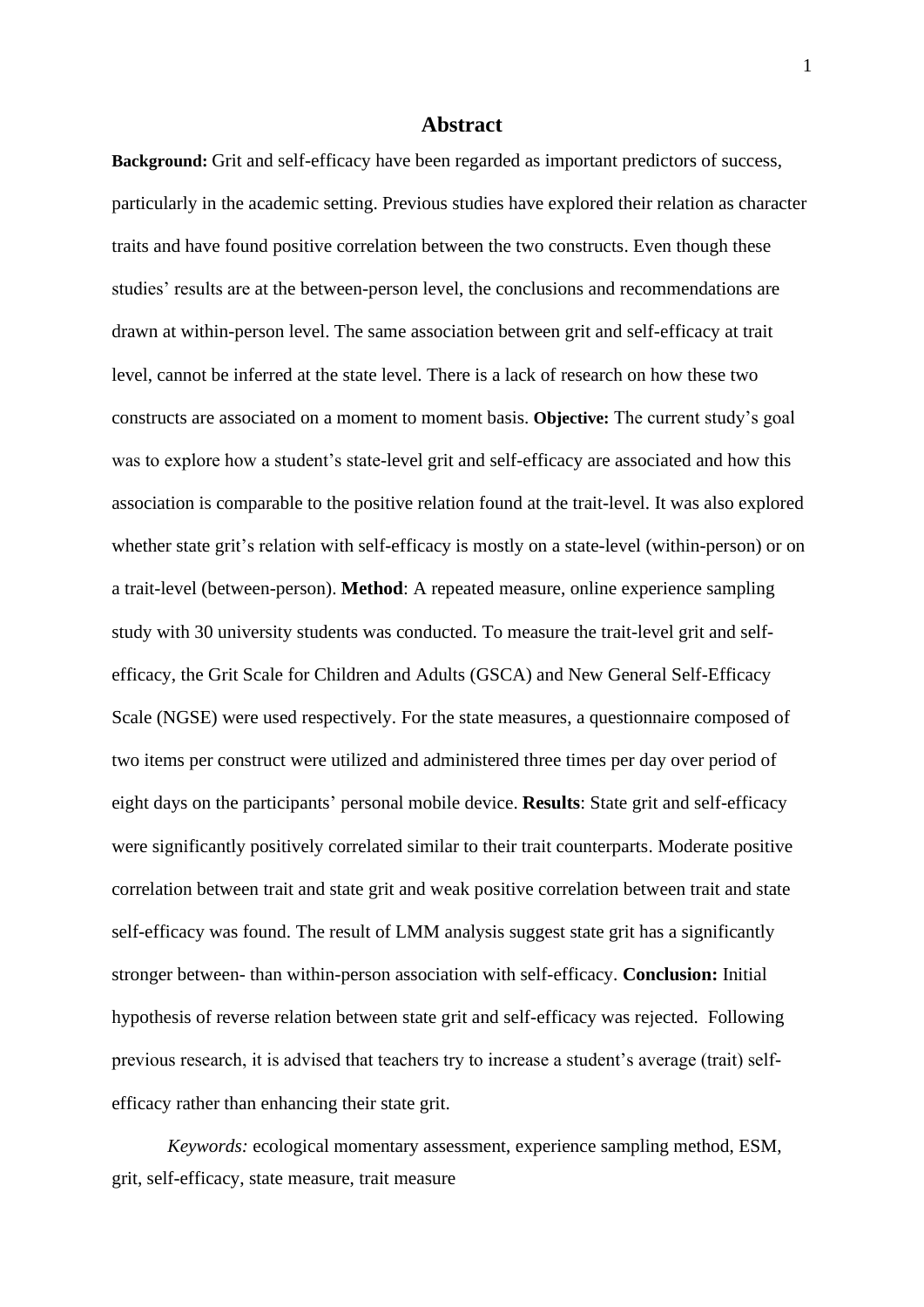# Abstract

**Background:** Grit and self-efficacy have been regarded as important predictors of success, particularly in the academic setting. Previous studies have explored their relation as character traits and have found positive correlation between the two constructs. Even though these studies' results are at the between-person level, the conclusions and recommendations are drawn at within-person level. The same association between grit and self-efficacy at trait level, cannot be inferred at the state level. There is a lack of research on how these two constructs are associated on a moment to moment basis. **Objective:** The current study's goal was to explore how a student's state-level grit and self-efficacy are associated and how this association is comparable to the positive relation found at the trait-level. It was also explored whether state grit's relation with self-efficacy is mostly on a state-level (within-person) or on a trait-level (between-person). **Method**: A repeated measure, online experience sampling study with 30 university students was conducted. To measure the trait-level grit and self-efficacy, the Grit Scale for Children and Adults (GSCA) and New General Self-Efficacy Scale (NGSE) were used respectively. For the state measures, a questionnaire composed of two items per construct were utilized and administered three times per day over period of eight days on the participants' personal mobile device. **Results**: State grit and self-efficacy were significantly positively correlated similar to their trait counterparts. Moderate positive correlation between trait and state grit and weak positive correlation between trait and state self-efficacy was found. The result of LMM analysis suggest state grit has a significantly stronger between- than within-person association with self-efficacy. **Conclusion:** Initial hypothesis of reverse relation between state grit and self-efficacy was rejected. Following previous research, it is advised that teachers try to increase a student's average (trait) self-efficacy rather than enhancing their state grit.

*Keywords:* ecological momentary assessment, experience sampling method, ESM, grit, self-efficacy, state measure, trait measure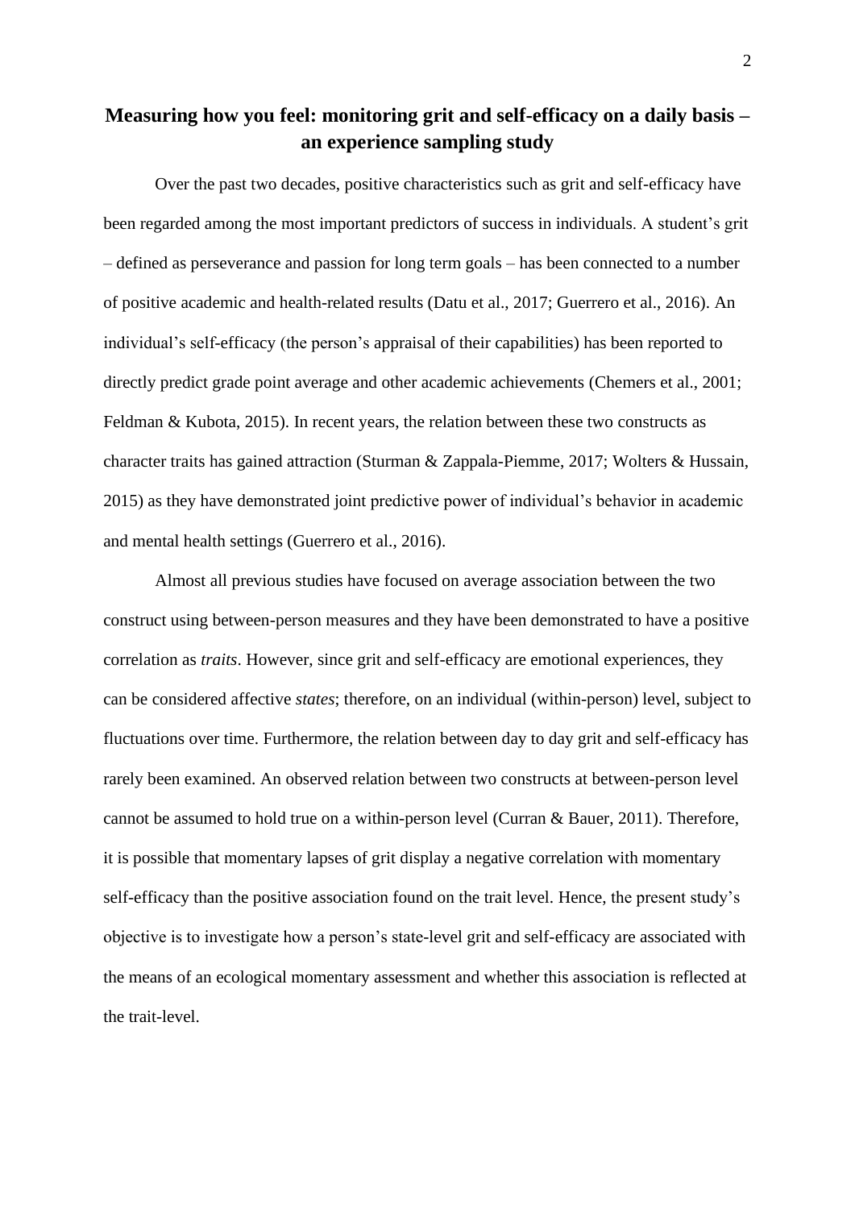# Measuring how you feel: monitoring grit and self-efficacy on a daily basis – an experience sampling study

Over the past two decades, positive characteristics such as grit and self-efficacy have been regarded among the most important predictors of success in individuals. A student's grit – defined as perseverance and passion for long term goals – has been connected to a number of positive academic and health-related results (Datu et al., 2017; Guerrero et al., 2016). An individual's self-efficacy (the person's appraisal of their capabilities) has been reported to directly predict grade point average and other academic achievements (Chemers et al., 2001; Feldman & Kubota, 2015). In recent years, the relation between these two constructs as character traits has gained attraction (Sturman & Zappala-Piemme, 2017; Wolters & Hussain, 2015) as they have demonstrated joint predictive power of individual's behavior in academic and mental health settings (Guerrero et al., 2016).

Almost all previous studies have focused on average association between the two construct using between-person measures and they have been demonstrated to have a positive correlation as *traits*. However, since grit and self-efficacy are emotional experiences, they can be considered affective *states*; therefore, on an individual (within-person) level, subject to fluctuations over time. Furthermore, the relation between day to day grit and self-efficacy has rarely been examined. An observed relation between two constructs at between-person level cannot be assumed to hold true on a within-person level (Curran & Bauer, 2011). Therefore, it is possible that momentary lapses of grit display a negative correlation with momentary self-efficacy than the positive association found on the trait level. Hence, the present study's objective is to investigate how a person's state-level grit and self-efficacy are associated with the means of an ecological momentary assessment and whether this association is reflected at the trait-level.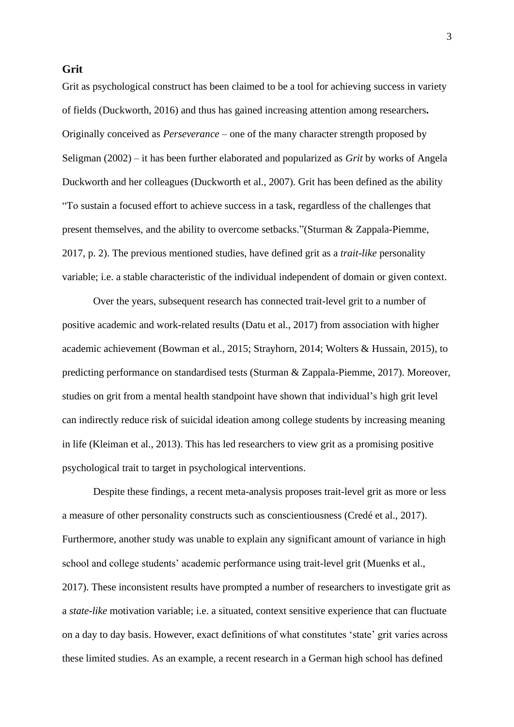## Grit

Grit as psychological construct has been claimed to be a tool for achieving success in variety of fields (Duckworth, 2016) and thus has gained increasing attention among researchers**.** Originally conceived as *Perseverance* – one of the many character strength proposed by Seligman (2002) – it has been further elaborated and popularized as *Grit* by works of Angela Duckworth and her colleagues (Duckworth et al., 2007). Grit has been defined as the ability "To sustain a focused effort to achieve success in a task, regardless of the challenges that present themselves, and the ability to overcome setbacks."(Sturman & Zappala-Piemme, 2017, p. 2). The previous mentioned studies, have defined grit as a *trait-like* personality variable; i.e. a stable characteristic of the individual independent of domain or given context.

Over the years, subsequent research has connected trait-level grit to a number of positive academic and work-related results (Datu et al., 2017) from association with higher academic achievement (Bowman et al., 2015; Strayhorn, 2014; Wolters & Hussain, 2015), to predicting performance on standardised tests (Sturman & Zappala-Piemme, 2017). Moreover, studies on grit from a mental health standpoint have shown that individual's high grit level can indirectly reduce risk of suicidal ideation among college students by increasing meaning in life (Kleiman et al., 2013). This has led researchers to view grit as a promising positive psychological trait to target in psychological interventions.

Despite these findings, a recent meta-analysis proposes trait-level grit as more or less a measure of other personality constructs such as conscientiousness (Credé et al., 2017). Furthermore, another study was unable to explain any significant amount of variance in high school and college students' academic performance using trait-level grit (Muenks et al., 2017). These inconsistent results have prompted a number of researchers to investigate grit as a *state-like* motivation variable; i.e. a situated, context sensitive experience that can fluctuate on a day to day basis. However, exact definitions of what constitutes 'state' grit varies across these limited studies. As an example, a recent research in a German high school has defined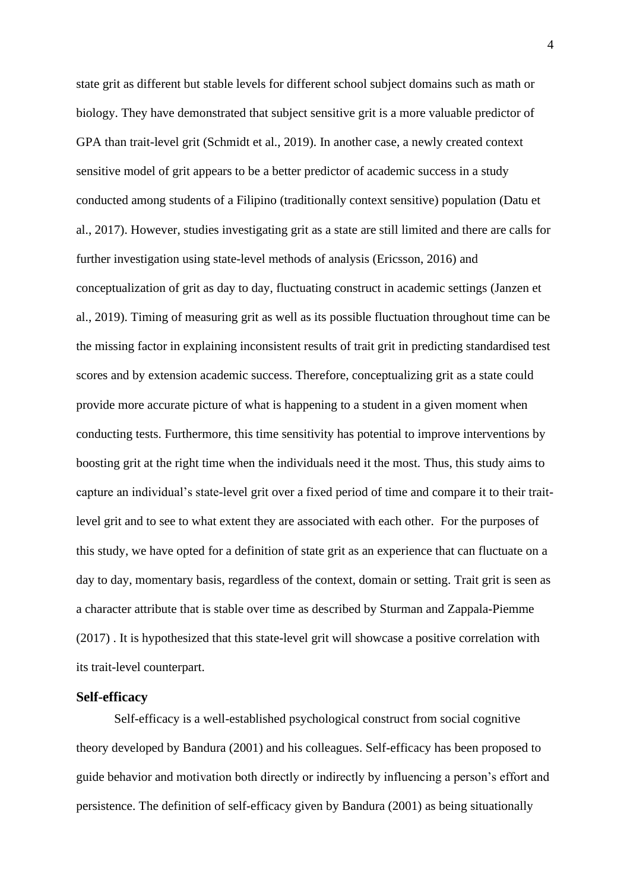state grit as different but stable levels for different school subject domains such as math or biology. They have demonstrated that subject sensitive grit is a more valuable predictor of GPA than trait-level grit (Schmidt et al., 2019). In another case, a newly created context sensitive model of grit appears to be a better predictor of academic success in a study conducted among students of a Filipino (traditionally context sensitive) population (Datu et al., 2017). However, studies investigating grit as a state are still limited and there are calls for further investigation using state-level methods of analysis (Ericsson, 2016) and conceptualization of grit as day to day, fluctuating construct in academic settings (Janzen et al., 2019). Timing of measuring grit as well as its possible fluctuation throughout time can be the missing factor in explaining inconsistent results of trait grit in predicting standardised test scores and by extension academic success. Therefore, conceptualizing grit as a state could provide more accurate picture of what is happening to a student in a given moment when conducting tests. Furthermore, this time sensitivity has potential to improve interventions by boosting grit at the right time when the individuals need it the most. Thus, this study aims to capture an individual's state-level grit over a fixed period of time and compare it to their trait-level grit and to see to what extent they are associated with each other. For the purposes of this study, we have opted for a definition of state grit as an experience that can fluctuate on a day to day, momentary basis, regardless of the context, domain or setting. Trait grit is seen as a character attribute that is stable over time as described by Sturman and Zappala-Piemme (2017) . It is hypothesized that this state-level grit will showcase a positive correlation with its trait-level counterpart.

## Self-efficacy

Self-efficacy is a well-established psychological construct from social cognitive theory developed by Bandura (2001) and his colleagues. Self-efficacy has been proposed to guide behavior and motivation both directly or indirectly by influencing a person's effort and persistence. The definition of self-efficacy given by Bandura (2001) as being situationally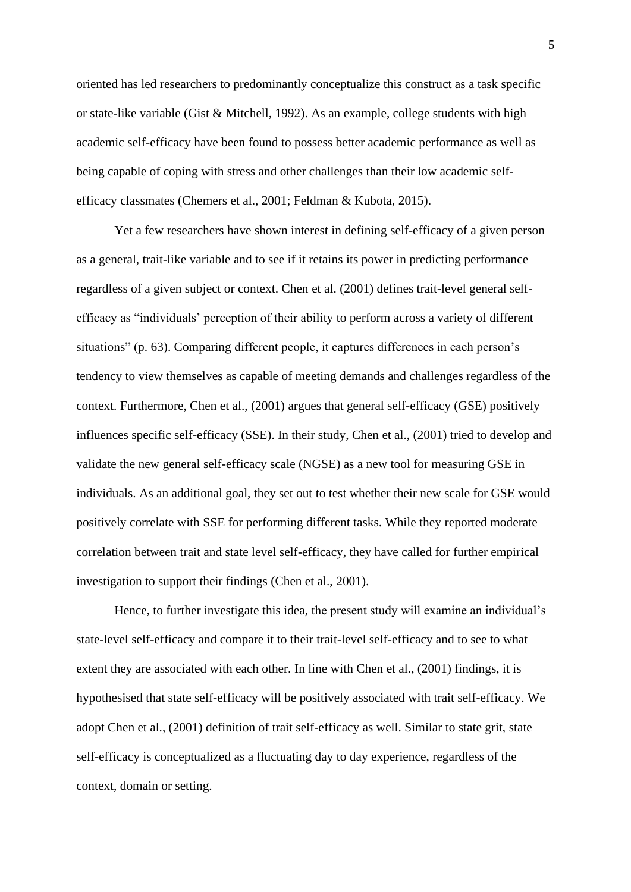oriented has led researchers to predominantly conceptualize this construct as a task specific or state-like variable (Gist & Mitchell, 1992). As an example, college students with high academic self-efficacy have been found to possess better academic performance as well as being capable of coping with stress and other challenges than their low academic self-efficacy classmates (Chemers et al., 2001; Feldman & Kubota, 2015).

Yet a few researchers have shown interest in defining self-efficacy of a given person as a general, trait-like variable and to see if it retains its power in predicting performance regardless of a given subject or context. Chen et al. (2001) defines trait-level general self-efficacy as "individuals' perception of their ability to perform across a variety of different situations" (p. 63). Comparing different people, it captures differences in each person's tendency to view themselves as capable of meeting demands and challenges regardless of the context. Furthermore, Chen et al., (2001) argues that general self-efficacy (GSE) positively influences specific self-efficacy (SSE). In their study, Chen et al., (2001) tried to develop and validate the new general self-efficacy scale (NGSE) as a new tool for measuring GSE in individuals. As an additional goal, they set out to test whether their new scale for GSE would positively correlate with SSE for performing different tasks. While they reported moderate correlation between trait and state level self-efficacy, they have called for further empirical investigation to support their findings (Chen et al., 2001).

Hence, to further investigate this idea, the present study will examine an individual's state-level self-efficacy and compare it to their trait-level self-efficacy and to see to what extent they are associated with each other. In line with Chen et al., (2001) findings, it is hypothesised that state self-efficacy will be positively associated with trait self-efficacy. We adopt Chen et al., (2001) definition of trait self-efficacy as well. Similar to state grit, state self-efficacy is conceptualized as a fluctuating day to day experience, regardless of the context, domain or setting.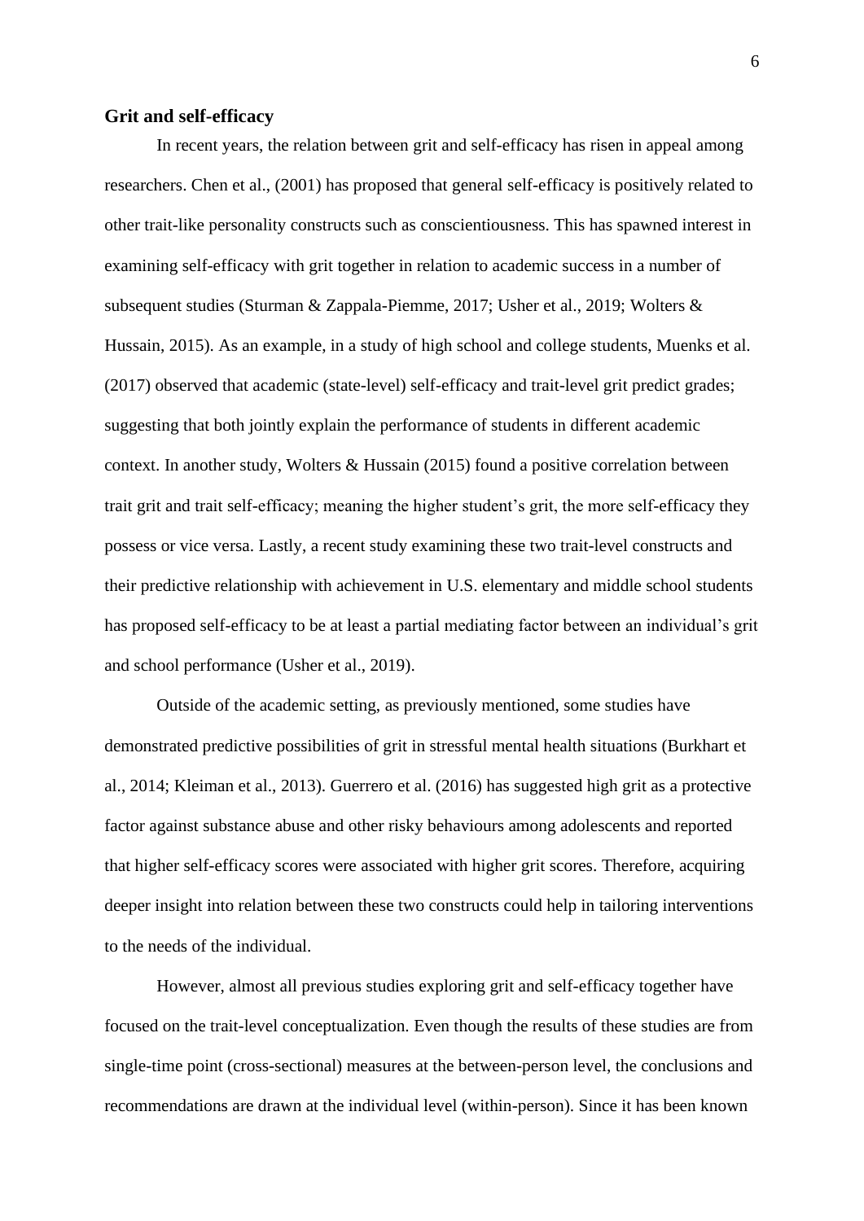### Grit and self-efficacy

In recent years, the relation between grit and self-efficacy has risen in appeal among researchers. Chen et al., (2001) has proposed that general self-efficacy is positively related to other trait-like personality constructs such as conscientiousness. This has spawned interest in examining self-efficacy with grit together in relation to academic success in a number of subsequent studies (Sturman & Zappala-Piemme, 2017; Usher et al., 2019; Wolters & Hussain, 2015). As an example, in a study of high school and college students, Muenks et al. (2017) observed that academic (state-level) self-efficacy and trait-level grit predict grades; suggesting that both jointly explain the performance of students in different academic context. In another study, Wolters & Hussain (2015) found a positive correlation between trait grit and trait self-efficacy; meaning the higher student's grit, the more self-efficacy they possess or vice versa. Lastly, a recent study examining these two trait-level constructs and their predictive relationship with achievement in U.S. elementary and middle school students has proposed self-efficacy to be at least a partial mediating factor between an individual's grit and school performance (Usher et al., 2019).

Outside of the academic setting, as previously mentioned, some studies have demonstrated predictive possibilities of grit in stressful mental health situations (Burkhart et al., 2014; Kleiman et al., 2013). Guerrero et al. (2016) has suggested high grit as a protective factor against substance abuse and other risky behaviours among adolescents and reported that higher self-efficacy scores were associated with higher grit scores. Therefore, acquiring deeper insight into relation between these two constructs could help in tailoring interventions to the needs of the individual.

However, almost all previous studies exploring grit and self-efficacy together have focused on the trait-level conceptualization. Even though the results of these studies are from single-time point (cross-sectional) measures at the between-person level, the conclusions and recommendations are drawn at the individual level (within-person). Since it has been known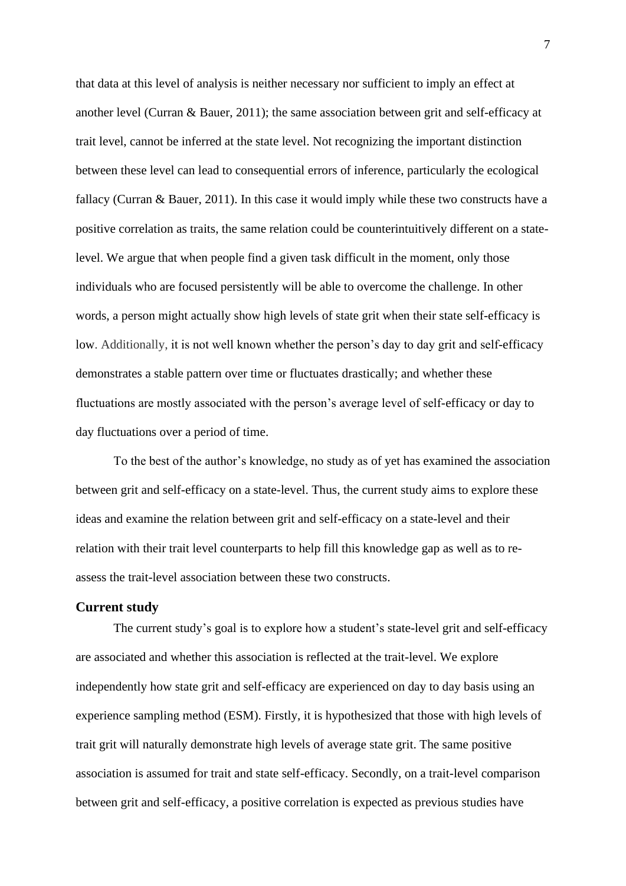that data at this level of analysis is neither necessary nor sufficient to imply an effect at another level (Curran & Bauer, 2011); the same association between grit and self-efficacy at trait level, cannot be inferred at the state level. Not recognizing the important distinction between these level can lead to consequential errors of inference, particularly the ecological fallacy (Curran & Bauer, 2011). In this case it would imply while these two constructs have a positive correlation as traits, the same relation could be counterintuitively different on a state-level. We argue that when people find a given task difficult in the moment, only those individuals who are focused persistently will be able to overcome the challenge. In other words, a person might actually show high levels of state grit when their state self-efficacy is low. Additionally, it is not well known whether the person's day to day grit and self-efficacy demonstrates a stable pattern over time or fluctuates drastically; and whether these fluctuations are mostly associated with the person's average level of self-efficacy or day to day fluctuations over a period of time.

To the best of the author's knowledge, no study as of yet has examined the association between grit and self-efficacy on a state-level. Thus, the current study aims to explore these ideas and examine the relation between grit and self-efficacy on a state-level and their relation with their trait level counterparts to help fill this knowledge gap as well as to re-assess the trait-level association between these two constructs.

## Current study

The current study's goal is to explore how a student's state-level grit and self-efficacy are associated and whether this association is reflected at the trait-level. We explore independently how state grit and self-efficacy are experienced on day to day basis using an experience sampling method (ESM). Firstly, it is hypothesized that those with high levels of trait grit will naturally demonstrate high levels of average state grit. The same positive association is assumed for trait and state self-efficacy. Secondly, on a trait-level comparison between grit and self-efficacy, a positive correlation is expected as previous studies have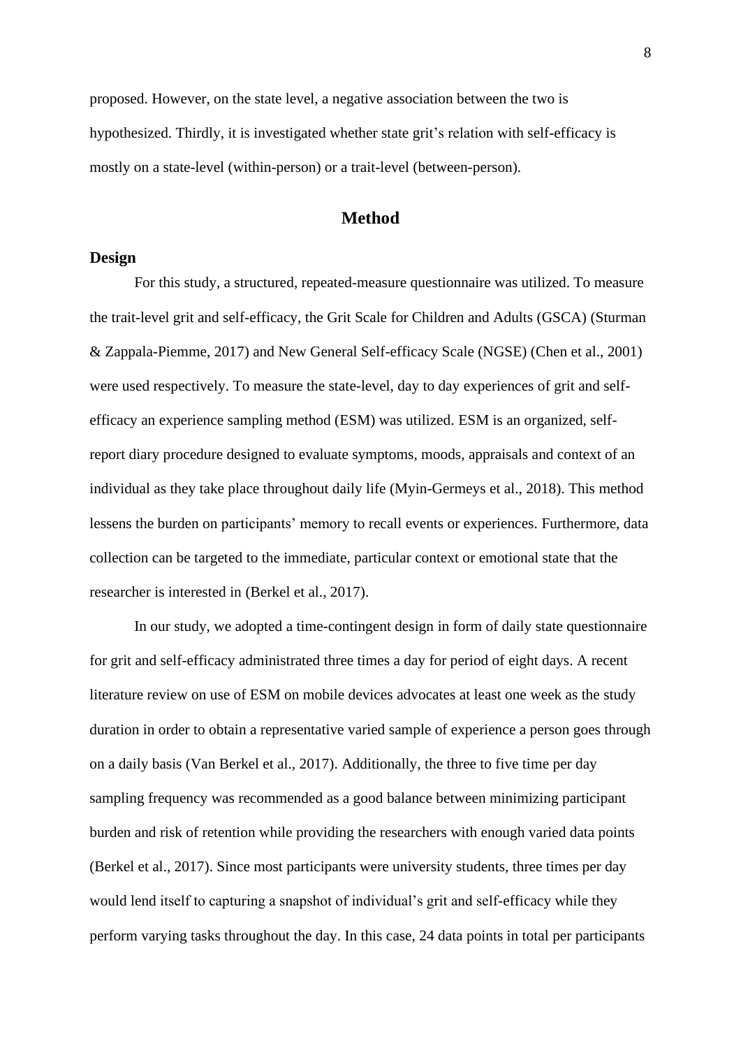proposed. However, on the state level, a negative association between the two is hypothesized. Thirdly, it is investigated whether state grit's relation with self-efficacy is mostly on a state-level (within-person) or a trait-level (between-person).

# Method

## Design

For this study, a structured, repeated-measure questionnaire was utilized. To measure the trait-level grit and self-efficacy, the Grit Scale for Children and Adults (GSCA) (Sturman & Zappala-Piemme, 2017) and New General Self-efficacy Scale (NGSE) (Chen et al., 2001) were used respectively. To measure the state-level, day to day experiences of grit and self-efficacy an experience sampling method (ESM) was utilized. ESM is an organized, self-report diary procedure designed to evaluate symptoms, moods, appraisals and context of an individual as they take place throughout daily life (Myin-Germeys et al., 2018). This method lessens the burden on participants' memory to recall events or experiences. Furthermore, data collection can be targeted to the immediate, particular context or emotional state that the researcher is interested in (Berkel et al., 2017).

In our study, we adopted a time-contingent design in form of daily state questionnaire for grit and self-efficacy administrated three times a day for period of eight days. A recent literature review on use of ESM on mobile devices advocates at least one week as the study duration in order to obtain a representative varied sample of experience a person goes through on a daily basis (Van Berkel et al., 2017). Additionally, the three to five time per day sampling frequency was recommended as a good balance between minimizing participant burden and risk of retention while providing the researchers with enough varied data points (Berkel et al., 2017). Since most participants were university students, three times per day would lend itself to capturing a snapshot of individual's grit and self-efficacy while they perform varying tasks throughout the day. In this case, 24 data points in total per participants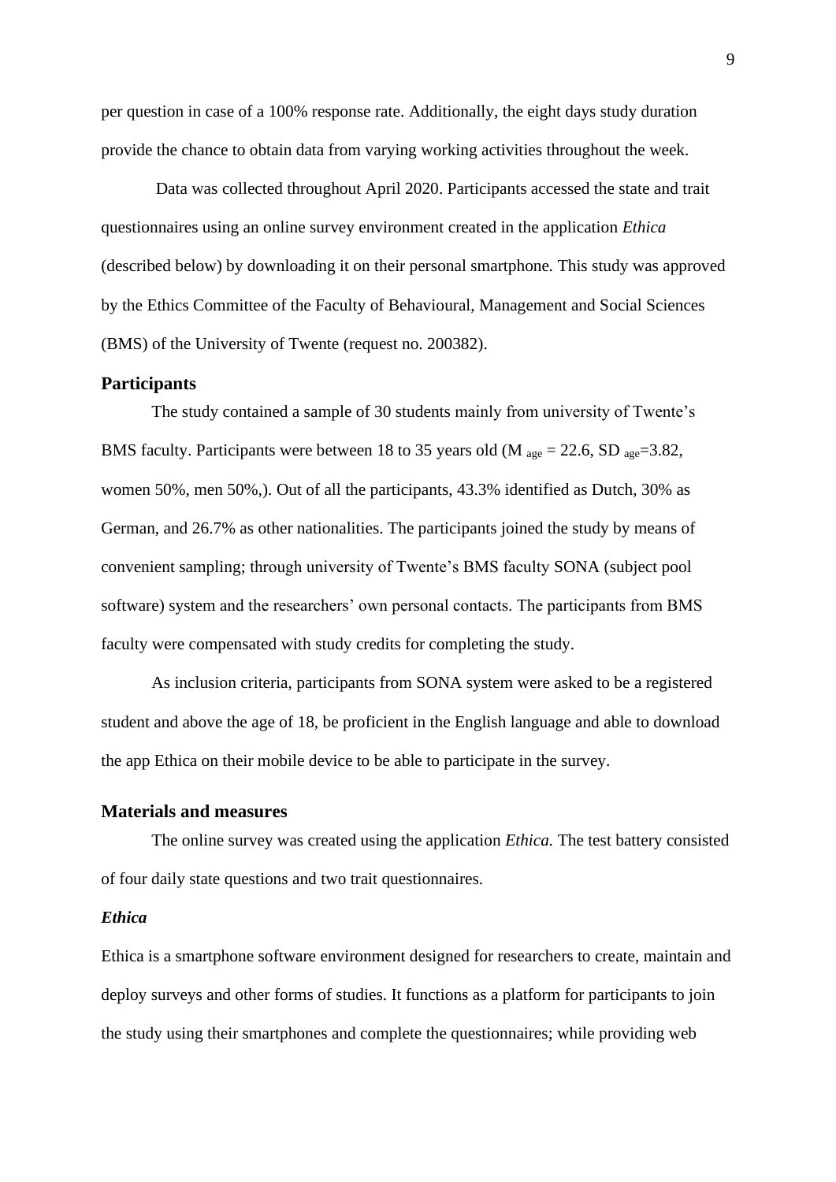per question in case of a 100% response rate. Additionally, the eight days study duration provide the chance to obtain data from varying working activities throughout the week.

Data was collected throughout April 2020. Participants accessed the state and trait questionnaires using an online survey environment created in the application *Ethica* (described below) by downloading it on their personal smartphone. This study was approved by the Ethics Committee of the Faculty of Behavioural, Management and Social Sciences (BMS) of the University of Twente (request no. 200382).

## Participants

The study contained a sample of 30 students mainly from university of Twente's BMS faculty. Participants were between 18 to 35 years old ($M_{age} = 22.6$, $SD_{age}=3.82$, women 50%, men 50%,). Out of all the participants, 43.3% identified as Dutch, 30% as German, and 26.7% as other nationalities. The participants joined the study by means of convenient sampling; through university of Twente's BMS faculty SONA (subject pool software) system and the researchers' own personal contacts. The participants from BMS faculty were compensated with study credits for completing the study.

As inclusion criteria, participants from SONA system were asked to be a registered student and above the age of 18, be proficient in the English language and able to download the app Ethica on their mobile device to be able to participate in the survey.

## Materials and measures

The online survey was created using the application *Ethica.* The test battery consisted of four daily state questions and two trait questionnaires.

### *Ethica*

Ethica is a smartphone software environment designed for researchers to create, maintain and deploy surveys and other forms of studies. It functions as a platform for participants to join the study using their smartphones and complete the questionnaires; while providing web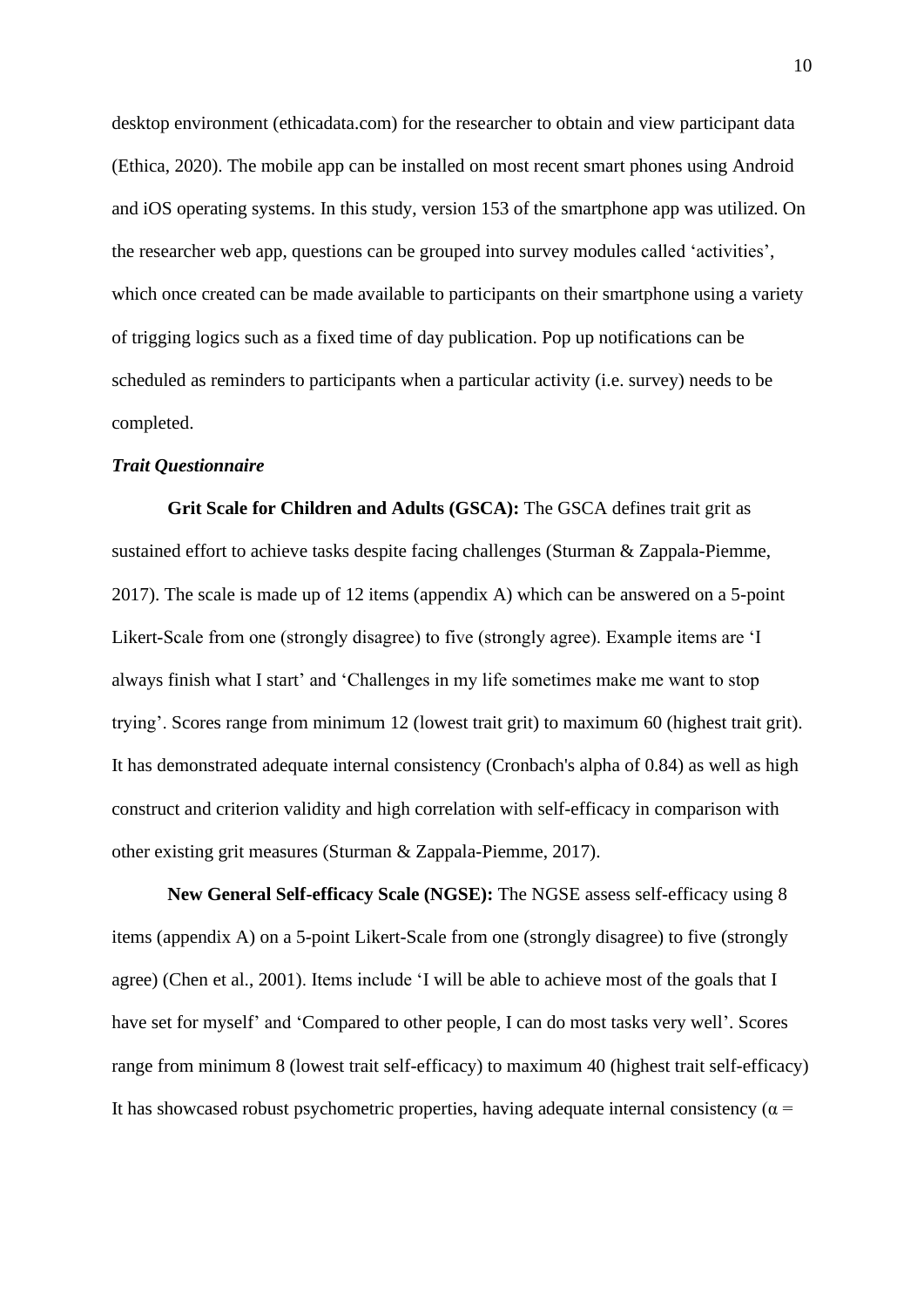desktop environment (ethicadata.com) for the researcher to obtain and view participant data (Ethica, 2020). The mobile app can be installed on most recent smart phones using Android and iOS operating systems. In this study, version 153 of the smartphone app was utilized. On the researcher web app, questions can be grouped into survey modules called 'activities', which once created can be made available to participants on their smartphone using a variety of trigging logics such as a fixed time of day publication. Pop up notifications can be scheduled as reminders to participants when a particular activity (i.e. survey) needs to be completed.

***Trait Questionnaire***

**Grit Scale for Children and Adults (GSCA):** The GSCA defines trait grit as sustained effort to achieve tasks despite facing challenges (Sturman & Zappala-Piemme, 2017). The scale is made up of 12 items (appendix A) which can be answered on a 5-point Likert-Scale from one (strongly disagree) to five (strongly agree). Example items are 'I always finish what I start' and 'Challenges in my life sometimes make me want to stop trying'. Scores range from minimum 12 (lowest trait grit) to maximum 60 (highest trait grit). It has demonstrated adequate internal consistency (Cronbach's alpha of 0.84) as well as high construct and criterion validity and high correlation with self-efficacy in comparison with other existing grit measures (Sturman & Zappala-Piemme, 2017).

**New General Self-efficacy Scale (NGSE):** The NGSE assess self-efficacy using 8 items (appendix A) on a 5-point Likert-Scale from one (strongly disagree) to five (strongly agree) (Chen et al., 2001). Items include 'I will be able to achieve most of the goals that I have set for myself' and 'Compared to other people, I can do most tasks very well'. Scores range from minimum 8 (lowest trait self-efficacy) to maximum 40 (highest trait self-efficacy) It has showcased robust psychometric properties, having adequate internal consistency ($\alpha$ =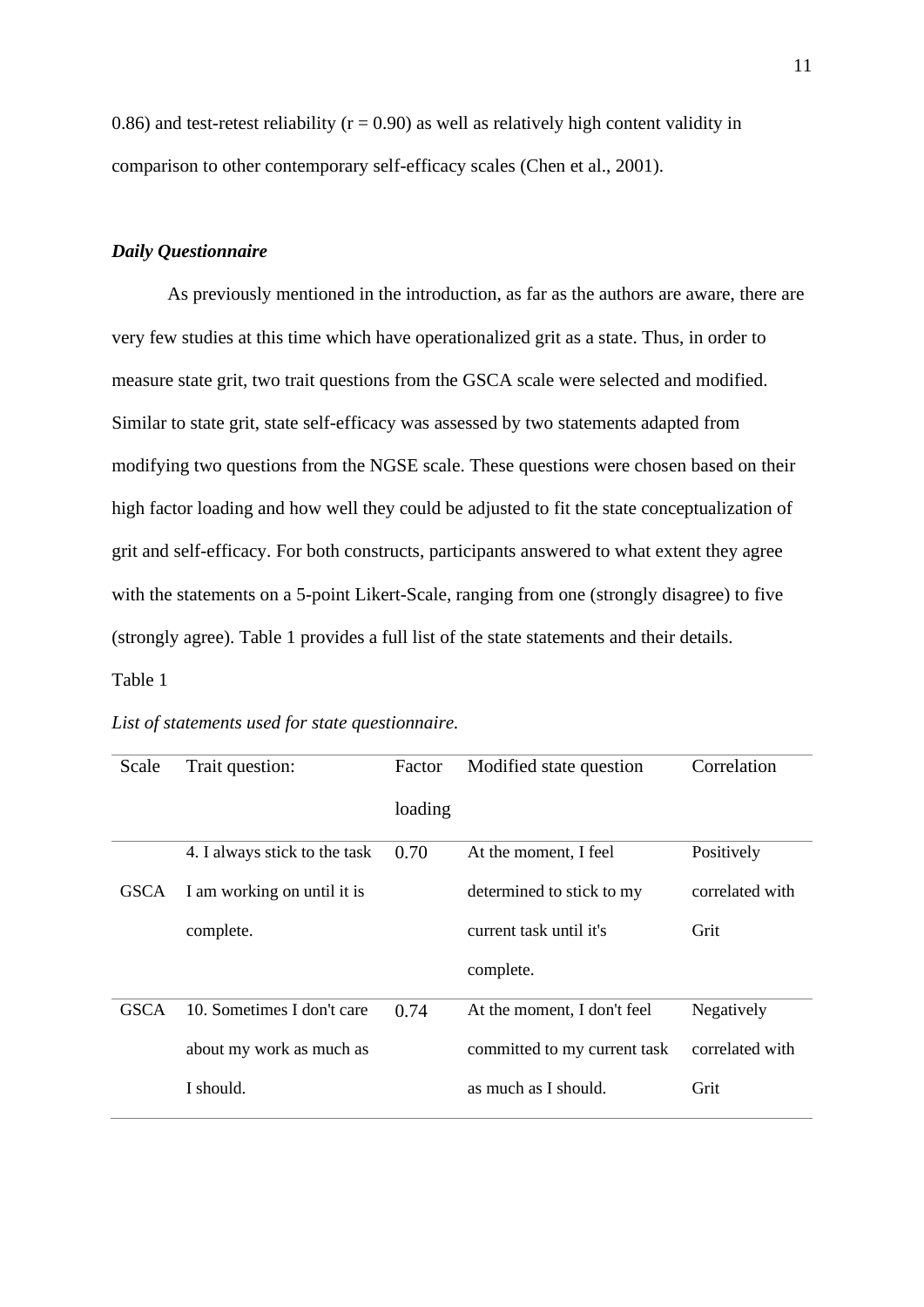0.86) and test-retest reliability (r = 0.90) as well as relatively high content validity in comparison to other contemporary self-efficacy scales (Chen et al., 2001).

### ***Daily Questionnaire***

As previously mentioned in the introduction, as far as the authors are aware, there are very few studies at this time which have operationalized grit as a state. Thus, in order to measure state grit, two trait questions from the GSCA scale were selected and modified. Similar to state grit, state self-efficacy was assessed by two statements adapted from modifying two questions from the NGSE scale. These questions were chosen based on their high factor loading and how well they could be adjusted to fit the state conceptualization of grit and self-efficacy. For both constructs, participants answered to what extent they agree with the statements on a 5-point Likert-Scale, ranging from one (strongly disagree) to five (strongly agree). Table 1 provides a full list of the state statements and their details.

Table 1

*List of statements used for state questionnaire.*

| Scale | Trait question: | Factor loading | Modified state question | Correlation |
|---|---|---|---|---|
| GSCA | 4. I always stick to the task I am working on until it is complete. | 0.70 | At the moment, I feel determined to stick to my current task until it's complete. | Positively correlated with Grit |
| GSCA | 10. Sometimes I don't care about my work as much as I should. | 0.74 | At the moment, I don't feel committed to my current task as much as I should. | Negatively correlated with Grit |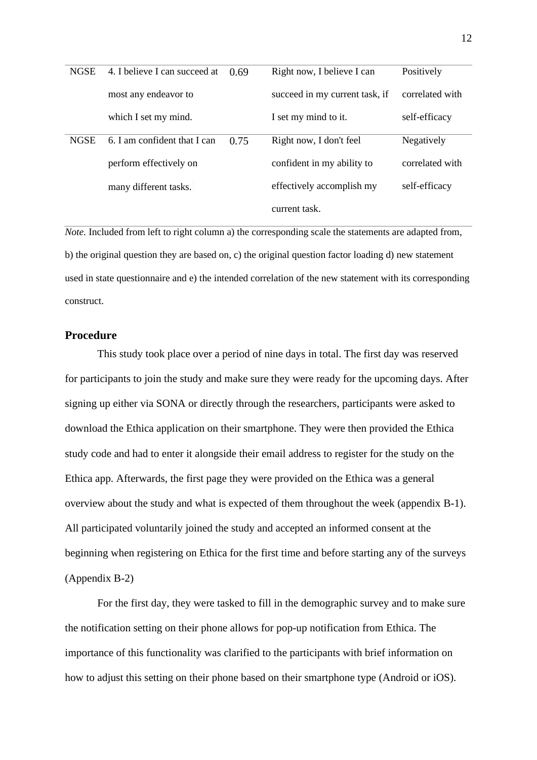| | | | | |
|---|---|---|---|---|
| NGSE | 4. I believe I can succeed at most any endeavor to which I set my mind. | 0.69 | Right now, I believe I can succeed in my current task, if I set my mind to it. | Positively correlated with self-efficacy |
| NGSE | 6. I am confident that I can perform effectively on many different tasks. | 0.75 | Right now, I don't feel confident in my ability to effectively accomplish my current task. | Negatively correlated with self-efficacy |

*Note.* Included from left to right column a) the corresponding scale the statements are adapted from, b) the original question they are based on, c) the original question factor loading d) new statement used in state questionnaire and e) the intended correlation of the new statement with its corresponding construct.

## Procedure

This study took place over a period of nine days in total. The first day was reserved for participants to join the study and make sure they were ready for the upcoming days. After signing up either via SONA or directly through the researchers, participants were asked to download the Ethica application on their smartphone. They were then provided the Ethica study code and had to enter it alongside their email address to register for the study on the Ethica app. Afterwards, the first page they were provided on the Ethica was a general overview about the study and what is expected of them throughout the week (appendix B-1). All participated voluntarily joined the study and accepted an informed consent at the beginning when registering on Ethica for the first time and before starting any of the surveys (Appendix B-2)

For the first day, they were tasked to fill in the demographic survey and to make sure the notification setting on their phone allows for pop-up notification from Ethica. The importance of this functionality was clarified to the participants with brief information on how to adjust this setting on their phone based on their smartphone type (Android or iOS).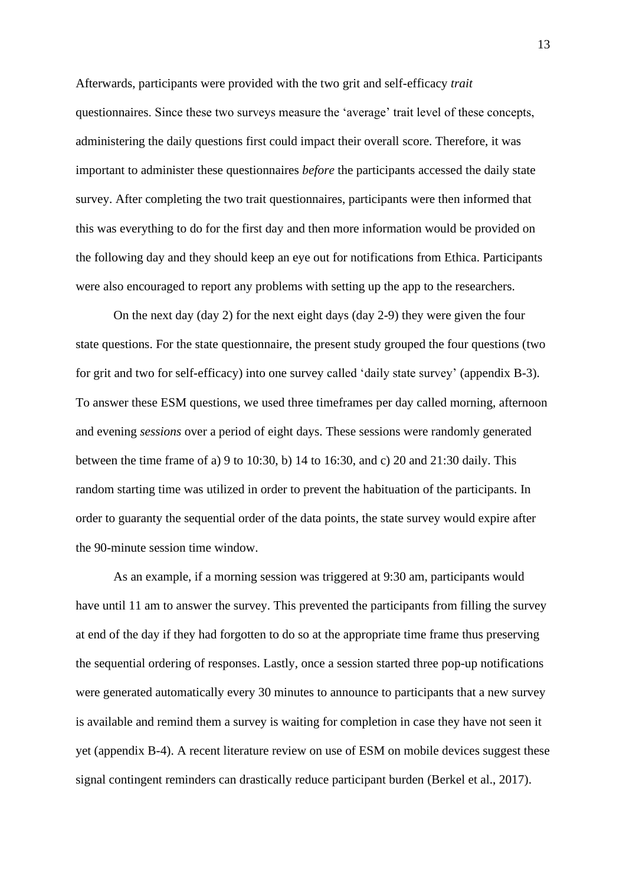Afterwards, participants were provided with the two grit and self-efficacy *trait* questionnaires. Since these two surveys measure the 'average' trait level of these concepts, administering the daily questions first could impact their overall score. Therefore, it was important to administer these questionnaires *before* the participants accessed the daily state survey. After completing the two trait questionnaires, participants were then informed that this was everything to do for the first day and then more information would be provided on the following day and they should keep an eye out for notifications from Ethica. Participants were also encouraged to report any problems with setting up the app to the researchers.

On the next day (day 2) for the next eight days (day 2-9) they were given the four state questions. For the state questionnaire, the present study grouped the four questions (two for grit and two for self-efficacy) into one survey called 'daily state survey' (appendix B-3). To answer these ESM questions, we used three timeframes per day called morning, afternoon and evening *sessions* over a period of eight days. These sessions were randomly generated between the time frame of a) 9 to 10:30, b) 14 to 16:30, and c) 20 and 21:30 daily. This random starting time was utilized in order to prevent the habituation of the participants. In order to guaranty the sequential order of the data points, the state survey would expire after the 90-minute session time window.

As an example, if a morning session was triggered at 9:30 am, participants would have until 11 am to answer the survey. This prevented the participants from filling the survey at end of the day if they had forgotten to do so at the appropriate time frame thus preserving the sequential ordering of responses. Lastly, once a session started three pop-up notifications were generated automatically every 30 minutes to announce to participants that a new survey is available and remind them a survey is waiting for completion in case they have not seen it yet (appendix B-4). A recent literature review on use of ESM on mobile devices suggest these signal contingent reminders can drastically reduce participant burden (Berkel et al., 2017).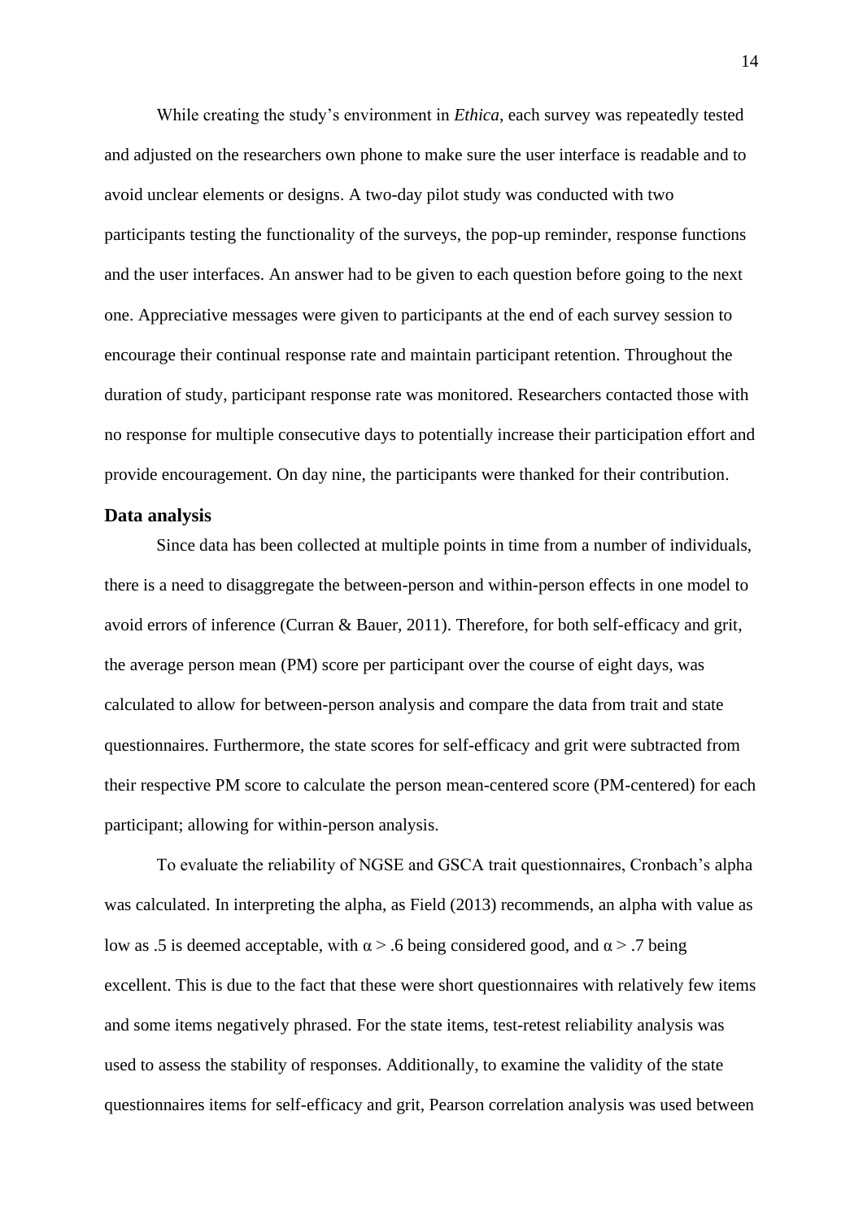While creating the study's environment in *Ethica*, each survey was repeatedly tested and adjusted on the researchers own phone to make sure the user interface is readable and to avoid unclear elements or designs. A two-day pilot study was conducted with two participants testing the functionality of the surveys, the pop-up reminder, response functions and the user interfaces. An answer had to be given to each question before going to the next one. Appreciative messages were given to participants at the end of each survey session to encourage their continual response rate and maintain participant retention. Throughout the duration of study, participant response rate was monitored. Researchers contacted those with no response for multiple consecutive days to potentially increase their participation effort and provide encouragement. On day nine, the participants were thanked for their contribution.

## Data analysis

Since data has been collected at multiple points in time from a number of individuals, there is a need to disaggregate the between-person and within-person effects in one model to avoid errors of inference (Curran & Bauer, 2011). Therefore, for both self-efficacy and grit, the average person mean (PM) score per participant over the course of eight days, was calculated to allow for between-person analysis and compare the data from trait and state questionnaires. Furthermore, the state scores for self-efficacy and grit were subtracted from their respective PM score to calculate the person mean-centered score (PM-centered) for each participant; allowing for within-person analysis.

To evaluate the reliability of NGSE and GSCA trait questionnaires, Cronbach's alpha was calculated. In interpreting the alpha, as Field (2013) recommends, an alpha with value as low as .5 is deemed acceptable, with $\alpha > .6$ being considered good, and $\alpha > .7$ being excellent. This is due to the fact that these were short questionnaires with relatively few items and some items negatively phrased. For the state items, test-retest reliability analysis was used to assess the stability of responses. Additionally, to examine the validity of the state questionnaires items for self-efficacy and grit, Pearson correlation analysis was used between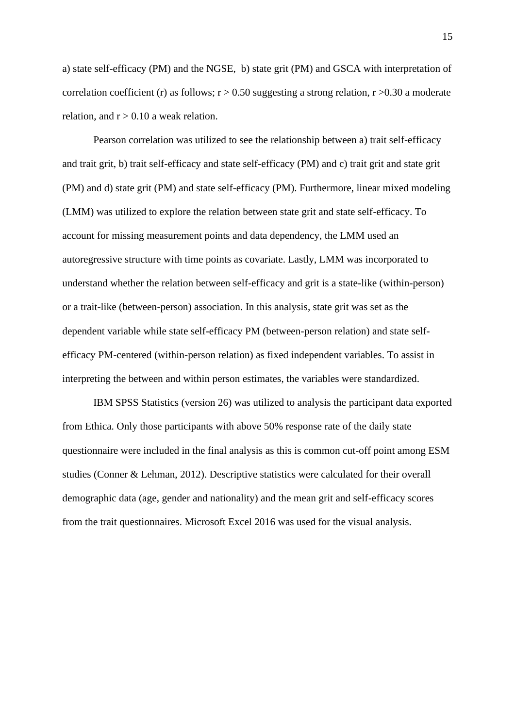a) state self-efficacy (PM) and the NGSE, b) state grit (PM) and GSCA with interpretation of correlation coefficient (r) as follows; $r > 0.50$ suggesting a strong relation, $r > 0.30$ a moderate relation, and $r > 0.10$ a weak relation.

Pearson correlation was utilized to see the relationship between a) trait self-efficacy and trait grit, b) trait self-efficacy and state self-efficacy (PM) and c) trait grit and state grit (PM) and d) state grit (PM) and state self-efficacy (PM). Furthermore, linear mixed modeling (LMM) was utilized to explore the relation between state grit and state self-efficacy. To account for missing measurement points and data dependency, the LMM used an autoregressive structure with time points as covariate. Lastly, LMM was incorporated to understand whether the relation between self-efficacy and grit is a state-like (within-person) or a trait-like (between-person) association. In this analysis, state grit was set as the dependent variable while state self-efficacy PM (between-person relation) and state self-efficacy PM-centered (within-person relation) as fixed independent variables. To assist in interpreting the between and within person estimates, the variables were standardized.

IBM SPSS Statistics (version 26) was utilized to analysis the participant data exported from Ethica. Only those participants with above 50% response rate of the daily state questionnaire were included in the final analysis as this is common cut-off point among ESM studies (Conner & Lehman, 2012). Descriptive statistics were calculated for their overall demographic data (age, gender and nationality) and the mean grit and self-efficacy scores from the trait questionnaires. Microsoft Excel 2016 was used for the visual analysis.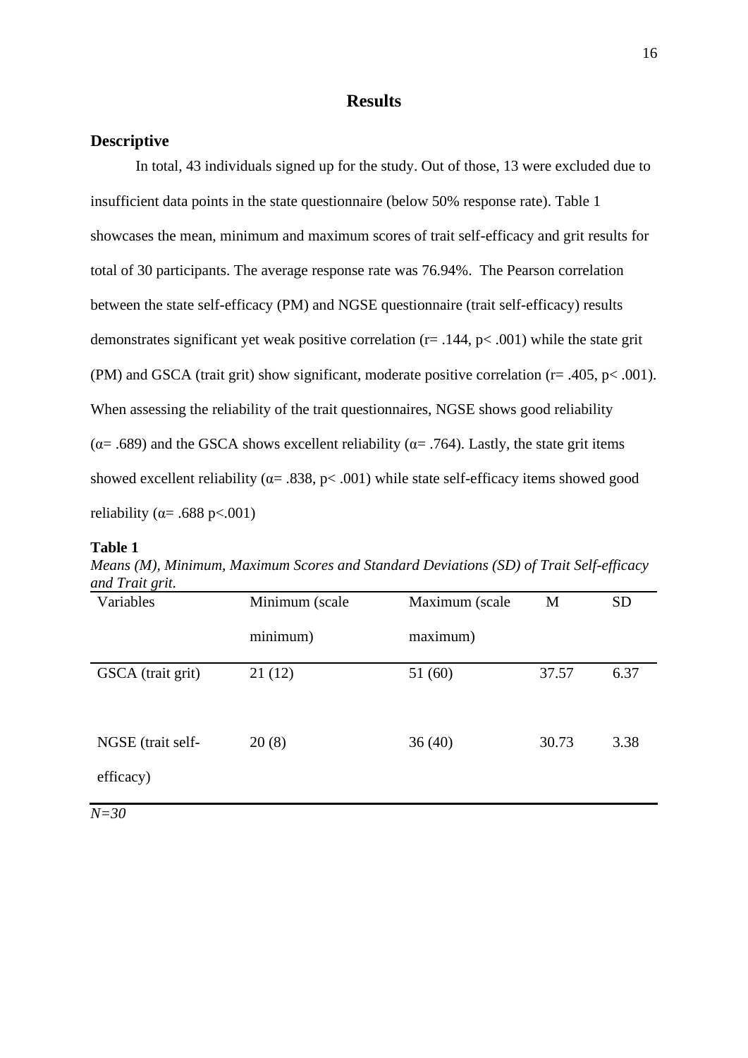# Results

## Descriptive

In total, 43 individuals signed up for the study. Out of those, 13 were excluded due to insufficient data points in the state questionnaire (below 50% response rate). Table 1 showcases the mean, minimum and maximum scores of trait self-efficacy and grit results for total of 30 participants. The average response rate was 76.94%. The Pearson correlation between the state self-efficacy (PM) and NGSE questionnaire (trait self-efficacy) results demonstrates significant yet weak positive correlation ($r = .144$, $p < .001$) while the state grit (PM) and GSCA (trait grit) show significant, moderate positive correlation ($r = .405$, $p < .001$). When assessing the reliability of the trait questionnaires, NGSE shows good reliability ($\alpha = .689$) and the GSCA shows excellent reliability ($\alpha = .764$). Lastly, the state grit items showed excellent reliability ($\alpha = .838$, $p < .001$) while state self-efficacy items showed good reliability ($\alpha = .688$ $p < .001$)

**Table 1**

*Means (M), Minimum, Maximum Scores and Standard Deviations (SD) of Trait Self-efficacy and Trait grit.*

| Variables | Minimum (scale minimum) | Maximum (scale maximum) | M | SD |
|---|---|---|---|---|
| GSCA (trait grit) | 21 (12) | 51 (60) | 37.57 | 6.37 |
| NGSE (trait self-efficacy) | 20 (8) | 36 (40) | 30.73 | 3.38 |

*N=30*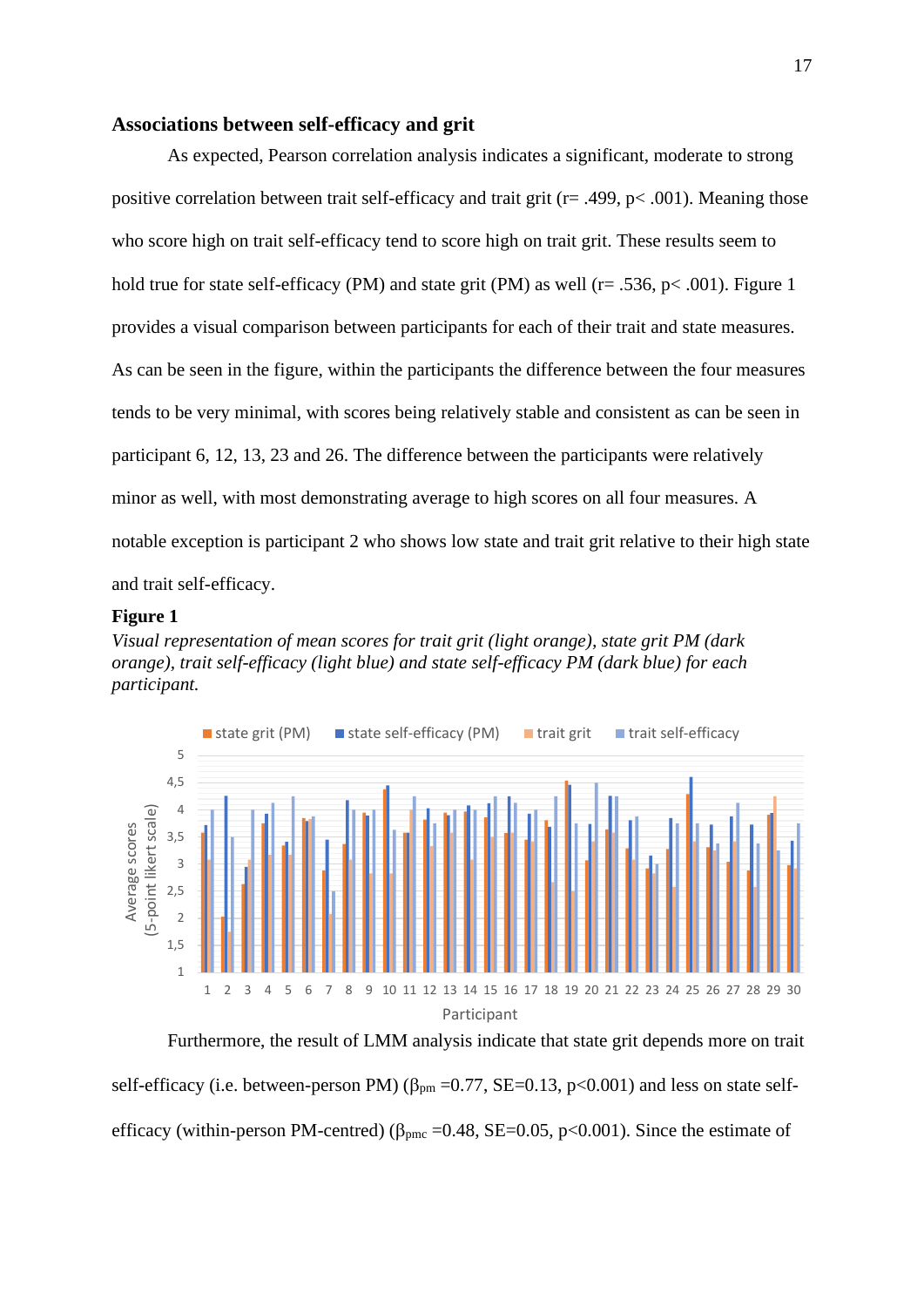**Associations between self-efficacy and grit**

As expected, Pearson correlation analysis indicates a significant, moderate to strong positive correlation between trait self-efficacy and trait grit ($r = .499$, $p < .001$). Meaning those who score high on trait self-efficacy tend to score high on trait grit. These results seem to hold true for state self-efficacy (PM) and state grit (PM) as well ($r = .536$, $p < .001$). Figure 1 provides a visual comparison between participants for each of their trait and state measures. As can be seen in the figure, within the participants the difference between the four measures tends to be very minimal, with scores being relatively stable and consistent as can be seen in participant 6, 12, 13, 23 and 26. The difference between the participants were relatively minor as well, with most demonstrating average to high scores on all four measures. A notable exception is participant 2 who shows low state and trait grit relative to their high state and trait self-efficacy.

**Figure 1**

*Visual representation of mean scores for trait grit (light orange), state grit PM (dark orange), trait self-efficacy (light blue) and state self-efficacy PM (dark blue) for each participant.*

Furthermore, the result of LMM analysis indicate that state grit depends more on trait self-efficacy (i.e. between-person PM) ($\beta_{pm} = 0.77$, SE=0.13, $p < 0.001$) and less on state self-efficacy (within-person PM-centred) ($\beta_{pmc} = 0.48$, SE=0.05, $p < 0.001$). Since the estimate of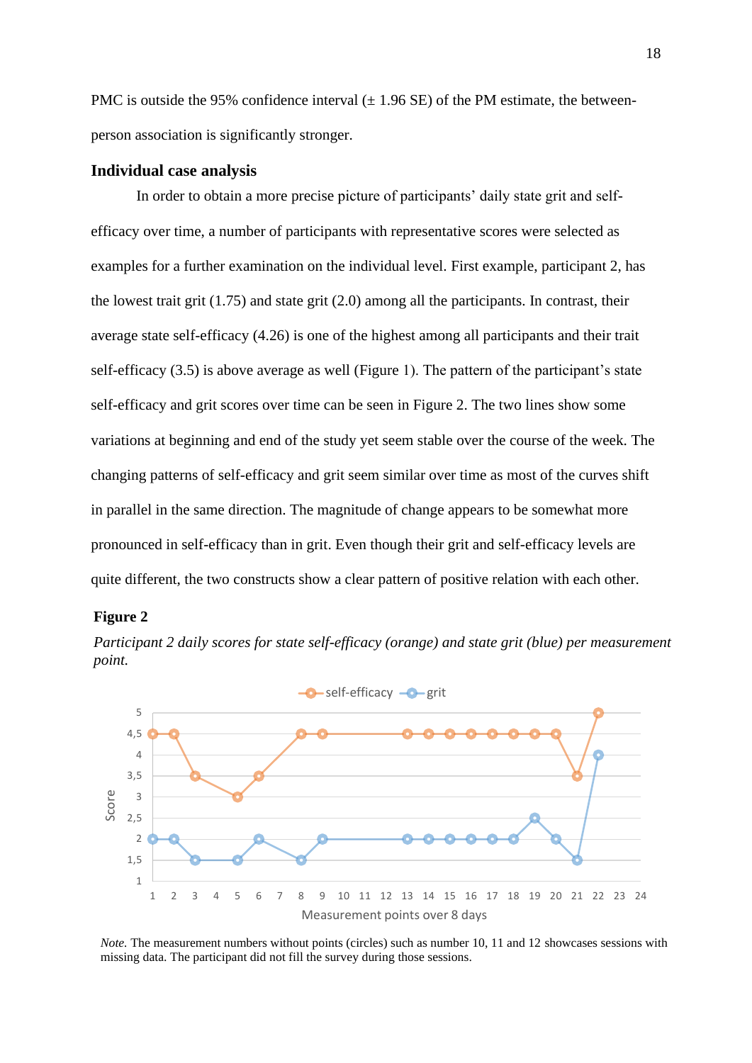PMC is outside the 95% confidence interval (± 1.96 SE) of the PM estimate, the between-person association is significantly stronger.

## Individual case analysis

In order to obtain a more precise picture of participants' daily state grit and self-efficacy over time, a number of participants with representative scores were selected as examples for a further examination on the individual level. First example, participant 2, has the lowest trait grit (1.75) and state grit (2.0) among all the participants. In contrast, their average state self-efficacy (4.26) is one of the highest among all participants and their trait self-efficacy (3.5) is above average as well (Figure 1). The pattern of the participant's state self-efficacy and grit scores over time can be seen in Figure 2. The two lines show some variations at beginning and end of the study yet seem stable over the course of the week. The changing patterns of self-efficacy and grit seem similar over time as most of the curves shift in parallel in the same direction. The magnitude of change appears to be somewhat more pronounced in self-efficacy than in grit. Even though their grit and self-efficacy levels are quite different, the two constructs show a clear pattern of positive relation with each other.

**Figure 2**

*Participant 2 daily scores for state self-efficacy (orange) and state grit (blue) per measurement point.*

*Note.* The measurement numbers without points (circles) such as number 10, 11 and 12 showcases sessions with missing data. The participant did not fill the survey during those sessions.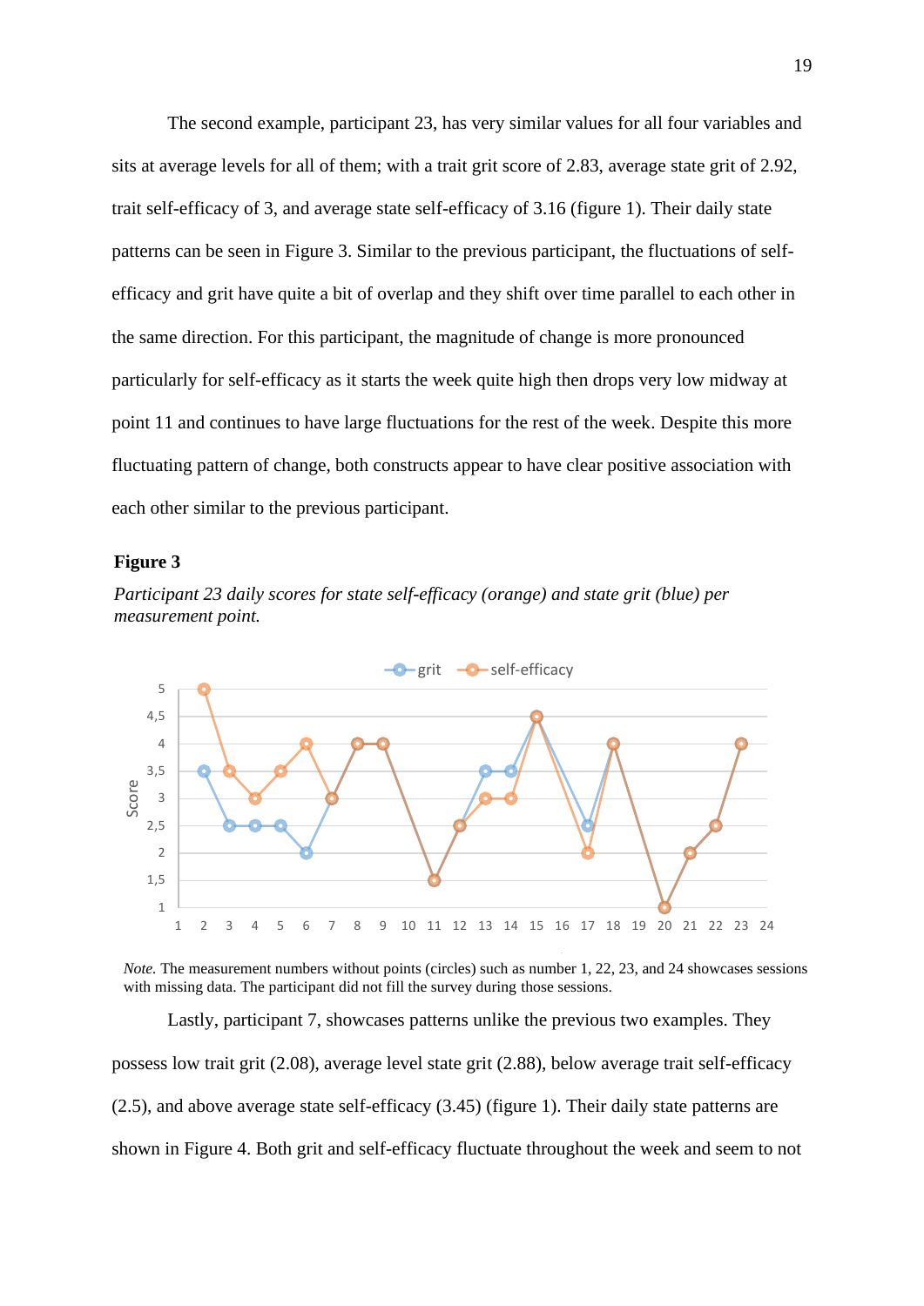The second example, participant 23, has very similar values for all four variables and sits at average levels for all of them; with a trait grit score of 2.83, average state grit of 2.92, trait self-efficacy of 3, and average state self-efficacy of 3.16 (figure 1). Their daily state patterns can be seen in Figure 3. Similar to the previous participant, the fluctuations of self-efficacy and grit have quite a bit of overlap and they shift over time parallel to each other in the same direction. For this participant, the magnitude of change is more pronounced particularly for self-efficacy as it starts the week quite high then drops very low midway at point 11 and continues to have large fluctuations for the rest of the week. Despite this more fluctuating pattern of change, both constructs appear to have clear positive association with each other similar to the previous participant.

**Figure 3**

*Participant 23 daily scores for state self-efficacy (orange) and state grit (blue) per measurement point.*

*Note.* The measurement numbers without points (circles) such as number 1, 22, 23, and 24 showcases sessions with missing data. The participant did not fill the survey during those sessions.

Lastly, participant 7, showcases patterns unlike the previous two examples. They possess low trait grit (2.08), average level state grit (2.88), below average trait self-efficacy (2.5), and above average state self-efficacy (3.45) (figure 1). Their daily state patterns are shown in Figure 4. Both grit and self-efficacy fluctuate throughout the week and seem to not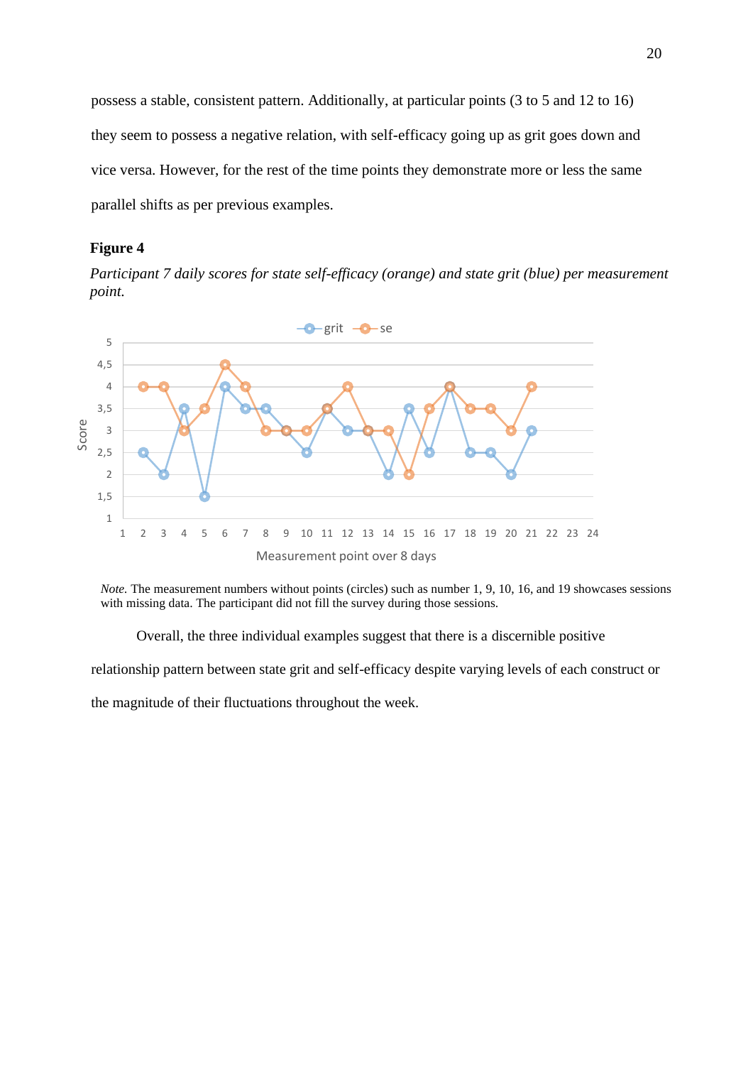possess a stable, consistent pattern. Additionally, at particular points (3 to 5 and 12 to 16) they seem to possess a negative relation, with self-efficacy going up as grit goes down and vice versa. However, for the rest of the time points they demonstrate more or less the same parallel shifts as per previous examples.

**Figure 4**

*Participant 7 daily scores for state self-efficacy (orange) and state grit (blue) per measurement point.*

*Note.* The measurement numbers without points (circles) such as number 1, 9, 10, 16, and 19 showcases sessions with missing data. The participant did not fill the survey during those sessions.

Overall, the three individual examples suggest that there is a discernible positive relationship pattern between state grit and self-efficacy despite varying levels of each construct or the magnitude of their fluctuations throughout the week.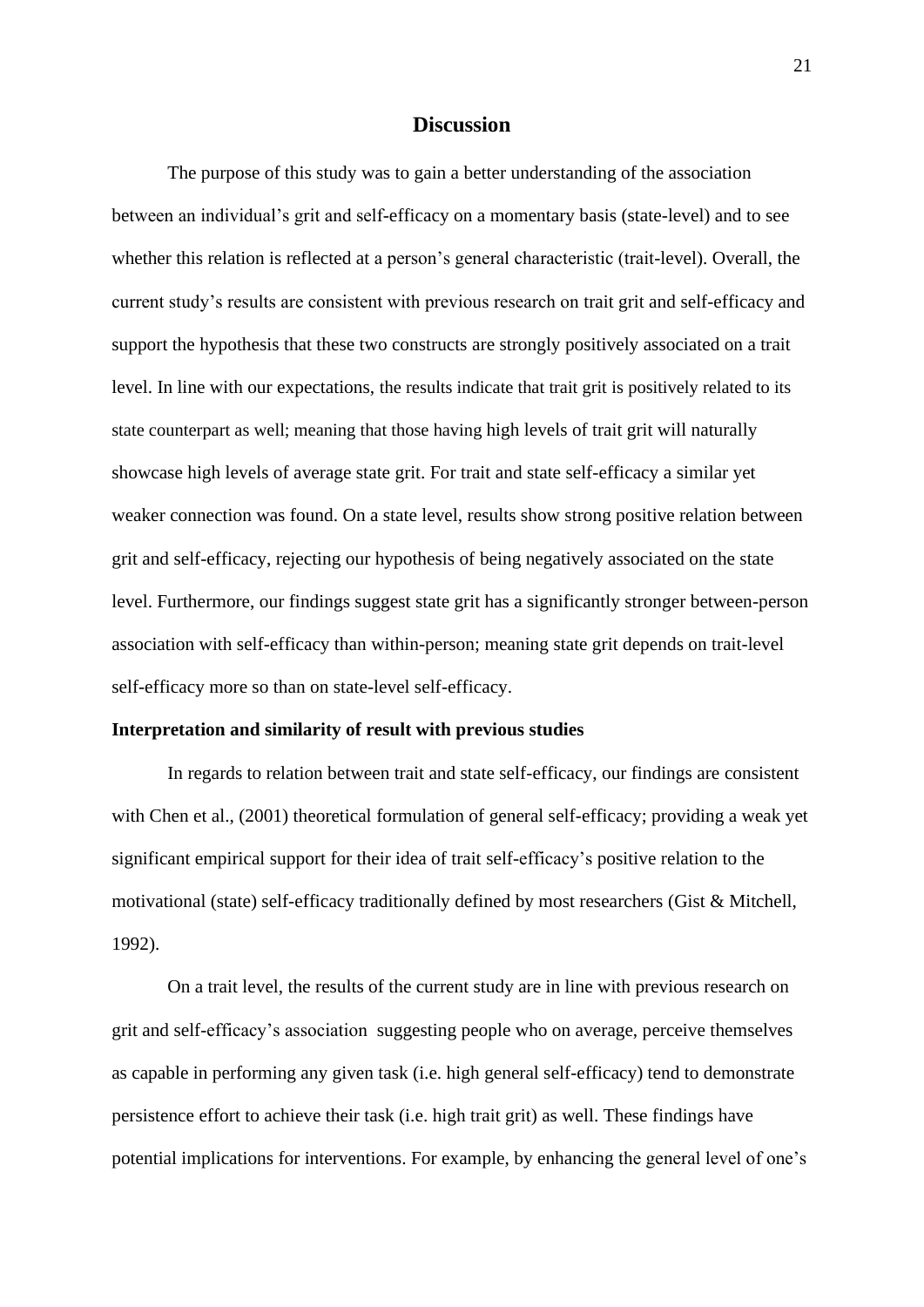# Discussion

The purpose of this study was to gain a better understanding of the association between an individual's grit and self-efficacy on a momentary basis (state-level) and to see whether this relation is reflected at a person's general characteristic (trait-level). Overall, the current study's results are consistent with previous research on trait grit and self-efficacy and support the hypothesis that these two constructs are strongly positively associated on a trait level. In line with our expectations, the results indicate that trait grit is positively related to its state counterpart as well; meaning that those having high levels of trait grit will naturally showcase high levels of average state grit. For trait and state self-efficacy a similar yet weaker connection was found. On a state level, results show strong positive relation between grit and self-efficacy, rejecting our hypothesis of being negatively associated on the state level. Furthermore, our findings suggest state grit has a significantly stronger between-person association with self-efficacy than within-person; meaning state grit depends on trait-level self-efficacy more so than on state-level self-efficacy.

**Interpretation and similarity of result with previous studies**

In regards to relation between trait and state self-efficacy, our findings are consistent with Chen et al., (2001) theoretical formulation of general self-efficacy; providing a weak yet significant empirical support for their idea of trait self-efficacy's positive relation to the motivational (state) self-efficacy traditionally defined by most researchers (Gist & Mitchell, 1992).

On a trait level, the results of the current study are in line with previous research on grit and self-efficacy's association suggesting people who on average, perceive themselves as capable in performing any given task (i.e. high general self-efficacy) tend to demonstrate persistence effort to achieve their task (i.e. high trait grit) as well. These findings have potential implications for interventions. For example, by enhancing the general level of one's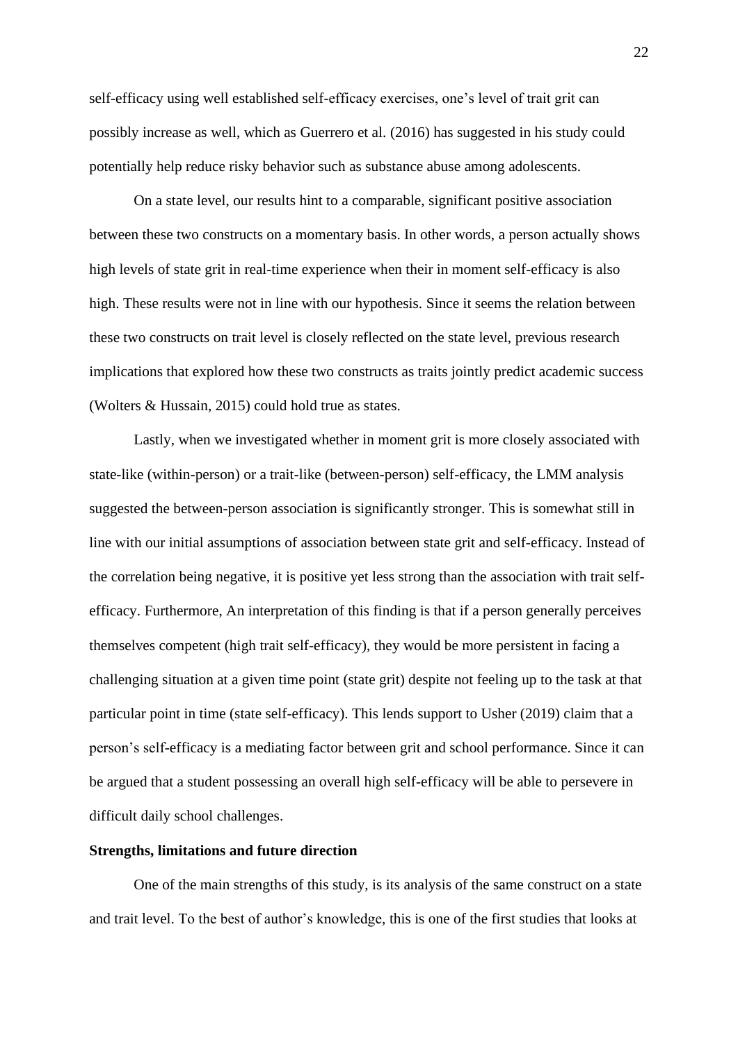self-efficacy using well established self-efficacy exercises, one's level of trait grit can possibly increase as well, which as Guerrero et al. (2016) has suggested in his study could potentially help reduce risky behavior such as substance abuse among adolescents.

On a state level, our results hint to a comparable, significant positive association between these two constructs on a momentary basis. In other words, a person actually shows high levels of state grit in real-time experience when their in moment self-efficacy is also high. These results were not in line with our hypothesis. Since it seems the relation between these two constructs on trait level is closely reflected on the state level, previous research implications that explored how these two constructs as traits jointly predict academic success (Wolters & Hussain, 2015) could hold true as states.

Lastly, when we investigated whether in moment grit is more closely associated with state-like (within-person) or a trait-like (between-person) self-efficacy, the LMM analysis suggested the between-person association is significantly stronger. This is somewhat still in line with our initial assumptions of association between state grit and self-efficacy. Instead of the correlation being negative, it is positive yet less strong than the association with trait self-efficacy. Furthermore, An interpretation of this finding is that if a person generally perceives themselves competent (high trait self-efficacy), they would be more persistent in facing a challenging situation at a given time point (state grit) despite not feeling up to the task at that particular point in time (state self-efficacy). This lends support to Usher (2019) claim that a person's self-efficacy is a mediating factor between grit and school performance. Since it can be argued that a student possessing an overall high self-efficacy will be able to persevere in difficult daily school challenges.

**Strengths, limitations and future direction**

One of the main strengths of this study, is its analysis of the same construct on a state and trait level. To the best of author's knowledge, this is one of the first studies that looks at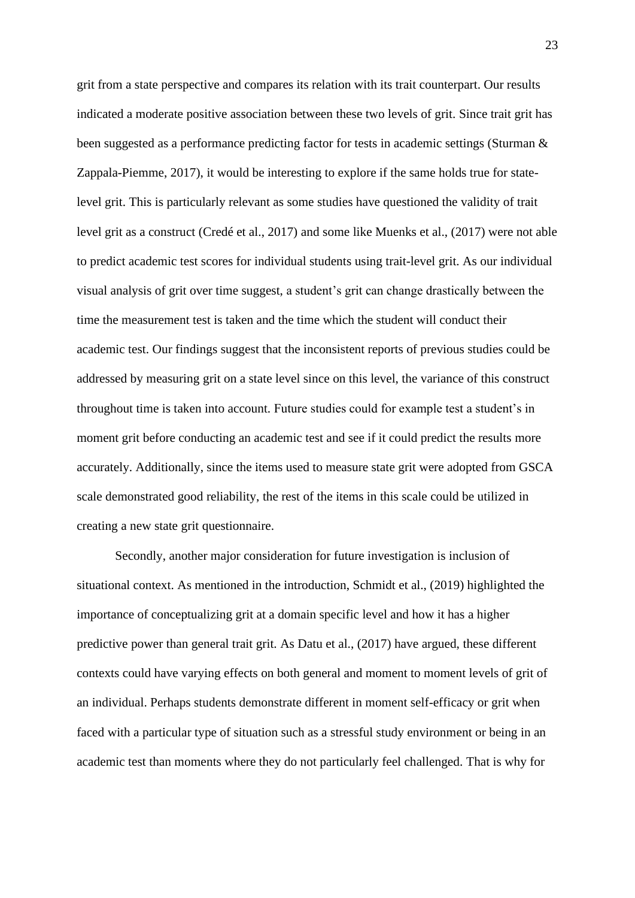grit from a state perspective and compares its relation with its trait counterpart. Our results indicated a moderate positive association between these two levels of grit. Since trait grit has been suggested as a performance predicting factor for tests in academic settings (Sturman & Zappala-Piemme, 2017), it would be interesting to explore if the same holds true for state-level grit. This is particularly relevant as some studies have questioned the validity of trait level grit as a construct (Credé et al., 2017) and some like Muenks et al., (2017) were not able to predict academic test scores for individual students using trait-level grit. As our individual visual analysis of grit over time suggest, a student's grit can change drastically between the time the measurement test is taken and the time which the student will conduct their academic test. Our findings suggest that the inconsistent reports of previous studies could be addressed by measuring grit on a state level since on this level, the variance of this construct throughout time is taken into account. Future studies could for example test a student's in moment grit before conducting an academic test and see if it could predict the results more accurately. Additionally, since the items used to measure state grit were adopted from GSCA scale demonstrated good reliability, the rest of the items in this scale could be utilized in creating a new state grit questionnaire.

Secondly, another major consideration for future investigation is inclusion of situational context. As mentioned in the introduction, Schmidt et al., (2019) highlighted the importance of conceptualizing grit at a domain specific level and how it has a higher predictive power than general trait grit. As Datu et al., (2017) have argued, these different contexts could have varying effects on both general and moment to moment levels of grit of an individual. Perhaps students demonstrate different in moment self-efficacy or grit when faced with a particular type of situation such as a stressful study environment or being in an academic test than moments where they do not particularly feel challenged. That is why for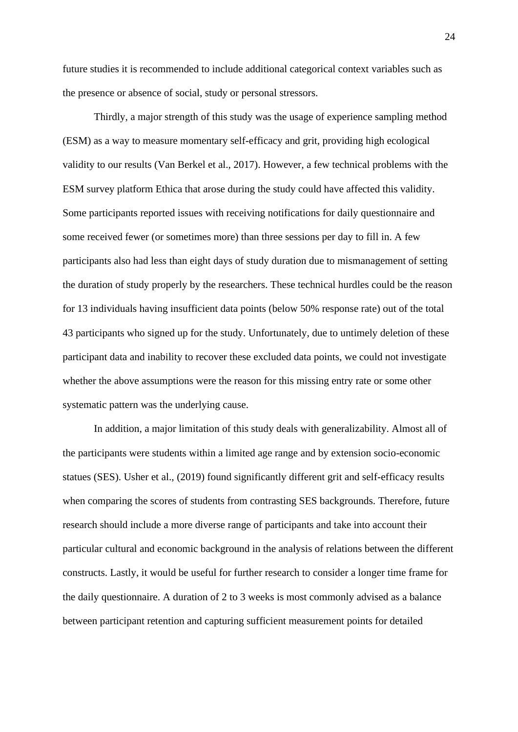future studies it is recommended to include additional categorical context variables such as the presence or absence of social, study or personal stressors.

Thirdly, a major strength of this study was the usage of experience sampling method (ESM) as a way to measure momentary self-efficacy and grit, providing high ecological validity to our results (Van Berkel et al., 2017). However, a few technical problems with the ESM survey platform Ethica that arose during the study could have affected this validity. Some participants reported issues with receiving notifications for daily questionnaire and some received fewer (or sometimes more) than three sessions per day to fill in. A few participants also had less than eight days of study duration due to mismanagement of setting the duration of study properly by the researchers. These technical hurdles could be the reason for 13 individuals having insufficient data points (below 50% response rate) out of the total 43 participants who signed up for the study. Unfortunately, due to untimely deletion of these participant data and inability to recover these excluded data points, we could not investigate whether the above assumptions were the reason for this missing entry rate or some other systematic pattern was the underlying cause.

In addition, a major limitation of this study deals with generalizability. Almost all of the participants were students within a limited age range and by extension socio-economic statues (SES). Usher et al., (2019) found significantly different grit and self-efficacy results when comparing the scores of students from contrasting SES backgrounds. Therefore, future research should include a more diverse range of participants and take into account their particular cultural and economic background in the analysis of relations between the different constructs. Lastly, it would be useful for further research to consider a longer time frame for the daily questionnaire. A duration of 2 to 3 weeks is most commonly advised as a balance between participant retention and capturing sufficient measurement points for detailed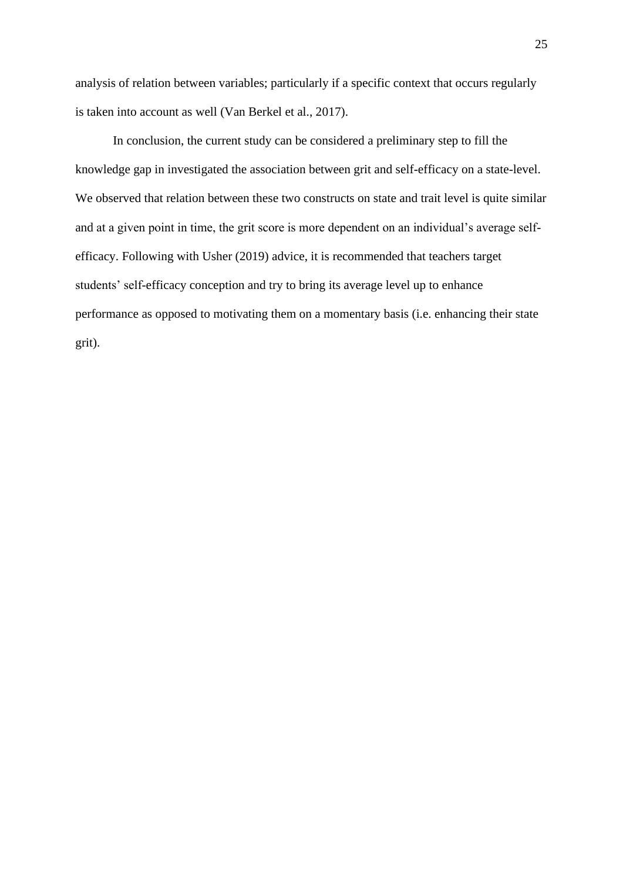analysis of relation between variables; particularly if a specific context that occurs regularly is taken into account as well (Van Berkel et al., 2017).

In conclusion, the current study can be considered a preliminary step to fill the knowledge gap in investigated the association between grit and self-efficacy on a state-level. We observed that relation between these two constructs on state and trait level is quite similar and at a given point in time, the grit score is more dependent on an individual's average self-efficacy. Following with Usher (2019) advice, it is recommended that teachers target students' self-efficacy conception and try to bring its average level up to enhance performance as opposed to motivating them on a momentary basis (i.e. enhancing their state grit).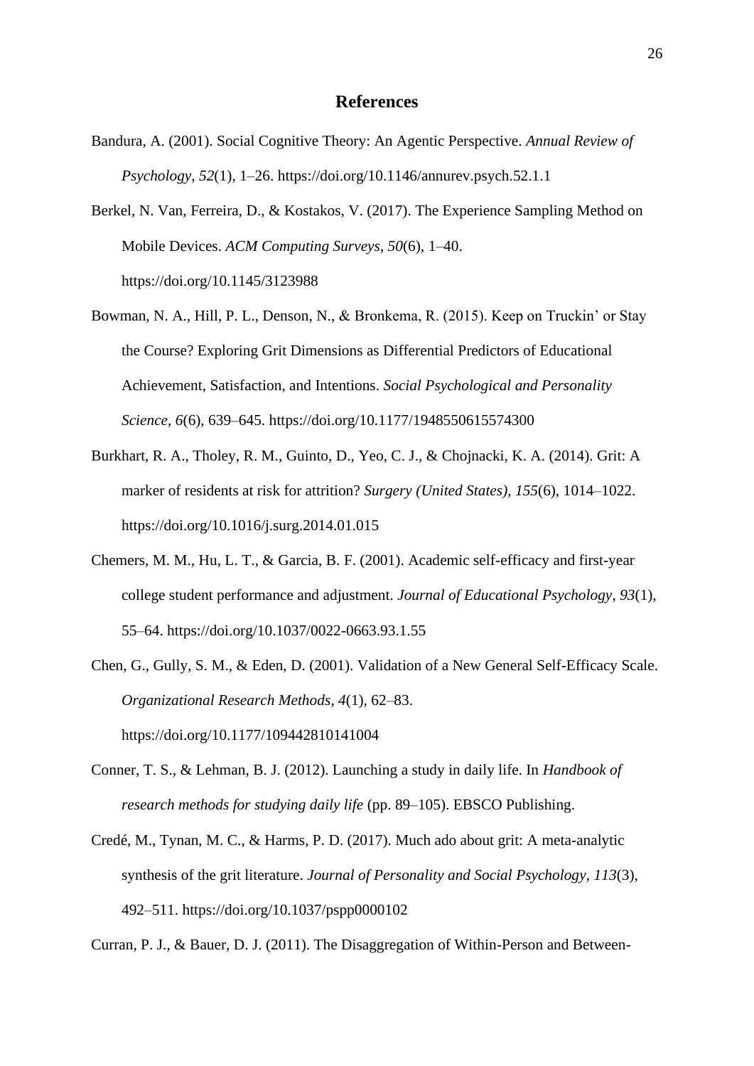# References

Bandura, A. (2001). Social Cognitive Theory: An Agentic Perspective. *Annual Review of Psychology*, *52*(1), 1–26. https://doi.org/10.1146/annurev.psych.52.1.1

Berkel, N. Van, Ferreira, D., & Kostakos, V. (2017). The Experience Sampling Method on Mobile Devices. *ACM Computing Surveys*, *50*(6), 1–40. https://doi.org/10.1145/3123988

Bowman, N. A., Hill, P. L., Denson, N., & Bronkema, R. (2015). Keep on Truckin' or Stay the Course? Exploring Grit Dimensions as Differential Predictors of Educational Achievement, Satisfaction, and Intentions. *Social Psychological and Personality Science*, *6*(6), 639–645. https://doi.org/10.1177/1948550615574300

Burkhart, R. A., Tholey, R. M., Guinto, D., Yeo, C. J., & Chojnacki, K. A. (2014). Grit: A marker of residents at risk for attrition? *Surgery (United States)*, *155*(6), 1014–1022. https://doi.org/10.1016/j.surg.2014.01.015

Chemers, M. M., Hu, L. T., & Garcia, B. F. (2001). Academic self-efficacy and first-year college student performance and adjustment. *Journal of Educational Psychology*, *93*(1), 55–64. https://doi.org/10.1037/0022-0663.93.1.55

Chen, G., Gully, S. M., & Eden, D. (2001). Validation of a New General Self-Efficacy Scale. *Organizational Research Methods*, *4*(1), 62–83. https://doi.org/10.1177/109442810141004

Conner, T. S., & Lehman, B. J. (2012). Launching a study in daily life. In *Handbook of research methods for studying daily life* (pp. 89–105). EBSCO Publishing.

Credé, M., Tynan, M. C., & Harms, P. D. (2017). Much ado about grit: A meta-analytic synthesis of the grit literature. *Journal of Personality and Social Psychology*, *113*(3), 492–511. https://doi.org/10.1037/pspp0000102

Curran, P. J., & Bauer, D. J. (2011). The Disaggregation of Within-Person and Between-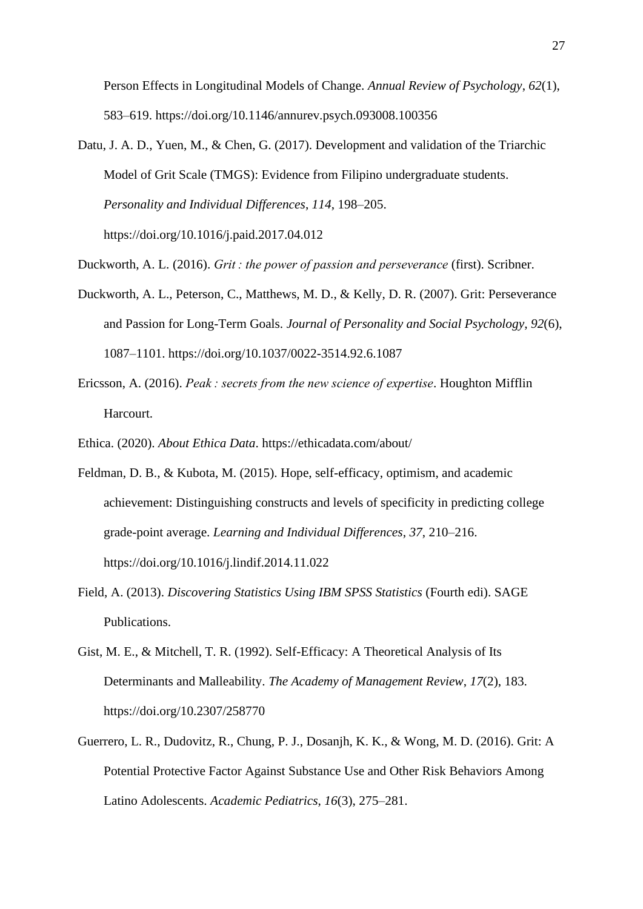Person Effects in Longitudinal Models of Change. *Annual Review of Psychology*, *62*(1), 583–619. https://doi.org/10.1146/annurev.psych.093008.100356

Datu, J. A. D., Yuen, M., & Chen, G. (2017). Development and validation of the Triarchic Model of Grit Scale (TMGS): Evidence from Filipino undergraduate students. *Personality and Individual Differences*, *114*, 198–205. https://doi.org/10.1016/j.paid.2017.04.012

Duckworth, A. L. (2016). *Grit : the power of passion and perseverance* (first). Scribner.

Duckworth, A. L., Peterson, C., Matthews, M. D., & Kelly, D. R. (2007). Grit: Perseverance and Passion for Long-Term Goals. *Journal of Personality and Social Psychology*, *92*(6), 1087–1101. https://doi.org/10.1037/0022-3514.92.6.1087

Ericsson, A. (2016). *Peak : secrets from the new science of expertise*. Houghton Mifflin Harcourt.

Ethica. (2020). *About Ethica Data*. https://ethicadata.com/about/

Feldman, D. B., & Kubota, M. (2015). Hope, self-efficacy, optimism, and academic achievement: Distinguishing constructs and levels of specificity in predicting college grade-point average. *Learning and Individual Differences*, *37*, 210–216. https://doi.org/10.1016/j.lindif.2014.11.022

Field, A. (2013). *Discovering Statistics Using IBM SPSS Statistics* (Fourth edi). SAGE Publications.

Gist, M. E., & Mitchell, T. R. (1992). Self-Efficacy: A Theoretical Analysis of Its Determinants and Malleability. *The Academy of Management Review*, *17*(2), 183. https://doi.org/10.2307/258770

Guerrero, L. R., Dudovitz, R., Chung, P. J., Dosanjh, K. K., & Wong, M. D. (2016). Grit: A Potential Protective Factor Against Substance Use and Other Risk Behaviors Among Latino Adolescents. *Academic Pediatrics*, *16*(3), 275–281.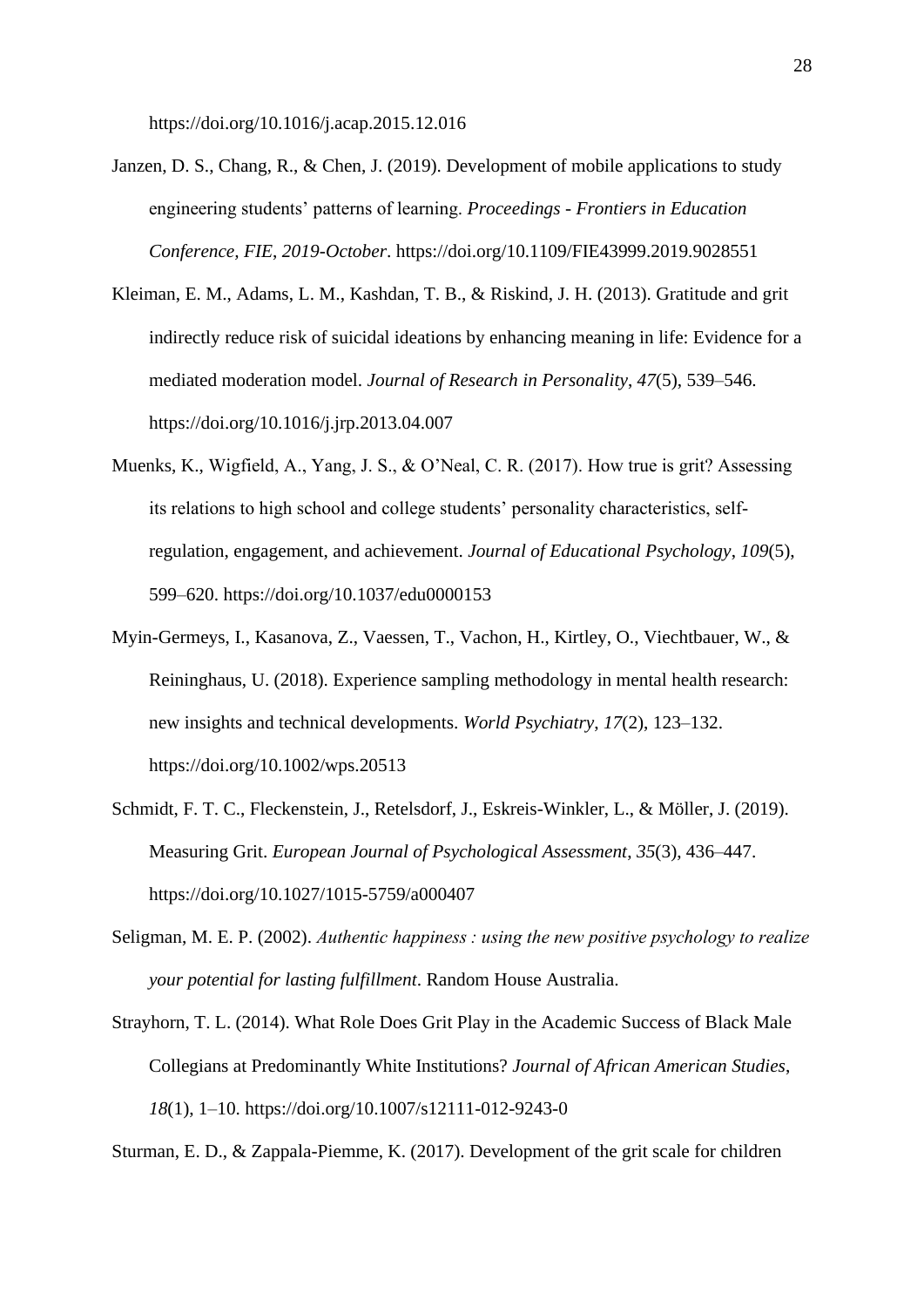https://doi.org/10.1016/j.acap.2015.12.016

Janzen, D. S., Chang, R., & Chen, J. (2019). Development of mobile applications to study engineering students' patterns of learning. *Proceedings - Frontiers in Education Conference, FIE*, *2019-October*. https://doi.org/10.1109/FIE43999.2019.9028551

Kleiman, E. M., Adams, L. M., Kashdan, T. B., & Riskind, J. H. (2013). Gratitude and grit indirectly reduce risk of suicidal ideations by enhancing meaning in life: Evidence for a mediated moderation model. *Journal of Research in Personality*, *47*(5), 539–546. https://doi.org/10.1016/j.jrp.2013.04.007

Muenks, K., Wigfield, A., Yang, J. S., & O'Neal, C. R. (2017). How true is grit? Assessing its relations to high school and college students' personality characteristics, self-regulation, engagement, and achievement. *Journal of Educational Psychology*, *109*(5), 599–620. https://doi.org/10.1037/edu0000153

Myin-Germeys, I., Kasanova, Z., Vaessen, T., Vachon, H., Kirtley, O., Viechtbauer, W., & Reininghaus, U. (2018). Experience sampling methodology in mental health research: new insights and technical developments. *World Psychiatry*, *17*(2), 123–132. https://doi.org/10.1002/wps.20513

Schmidt, F. T. C., Fleckenstein, J., Retelsdorf, J., Eskreis-Winkler, L., & Möller, J. (2019). Measuring Grit. *European Journal of Psychological Assessment*, *35*(3), 436–447. https://doi.org/10.1027/1015-5759/a000407

Seligman, M. E. P. (2002). *Authentic happiness : using the new positive psychology to realize your potential for lasting fulfillment*. Random House Australia.

Strayhorn, T. L. (2014). What Role Does Grit Play in the Academic Success of Black Male Collegians at Predominantly White Institutions? *Journal of African American Studies*, *18*(1), 1–10. https://doi.org/10.1007/s12111-012-9243-0

Sturman, E. D., & Zappala-Piemme, K. (2017). Development of the grit scale for children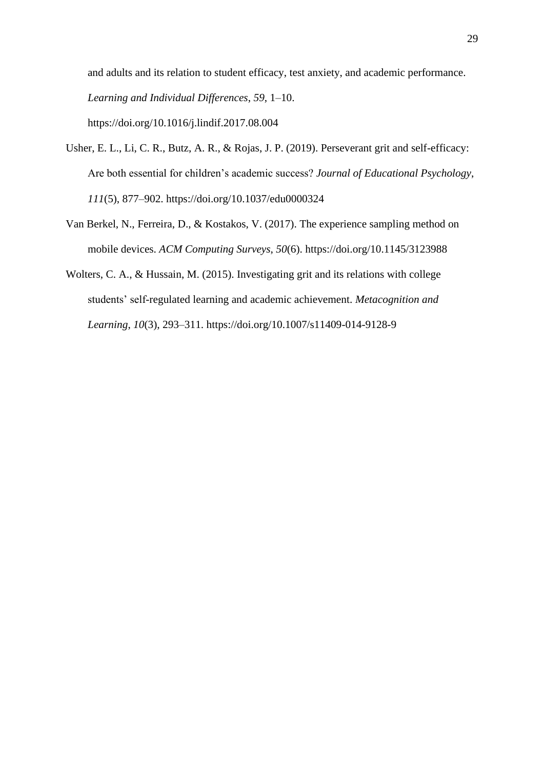and adults and its relation to student efficacy, test anxiety, and academic performance. *Learning and Individual Differences*, *59*, 1–10. https://doi.org/10.1016/j.lindif.2017.08.004

Usher, E. L., Li, C. R., Butz, A. R., & Rojas, J. P. (2019). Perseverant grit and self-efficacy: Are both essential for children's academic success? *Journal of Educational Psychology*, *111*(5), 877–902. https://doi.org/10.1037/edu0000324

Van Berkel, N., Ferreira, D., & Kostakos, V. (2017). The experience sampling method on mobile devices. *ACM Computing Surveys*, *50*(6). https://doi.org/10.1145/3123988

Wolters, C. A., & Hussain, M. (2015). Investigating grit and its relations with college students' self-regulated learning and academic achievement. *Metacognition and Learning*, *10*(3), 293–311. https://doi.org/10.1007/s11409-014-9128-9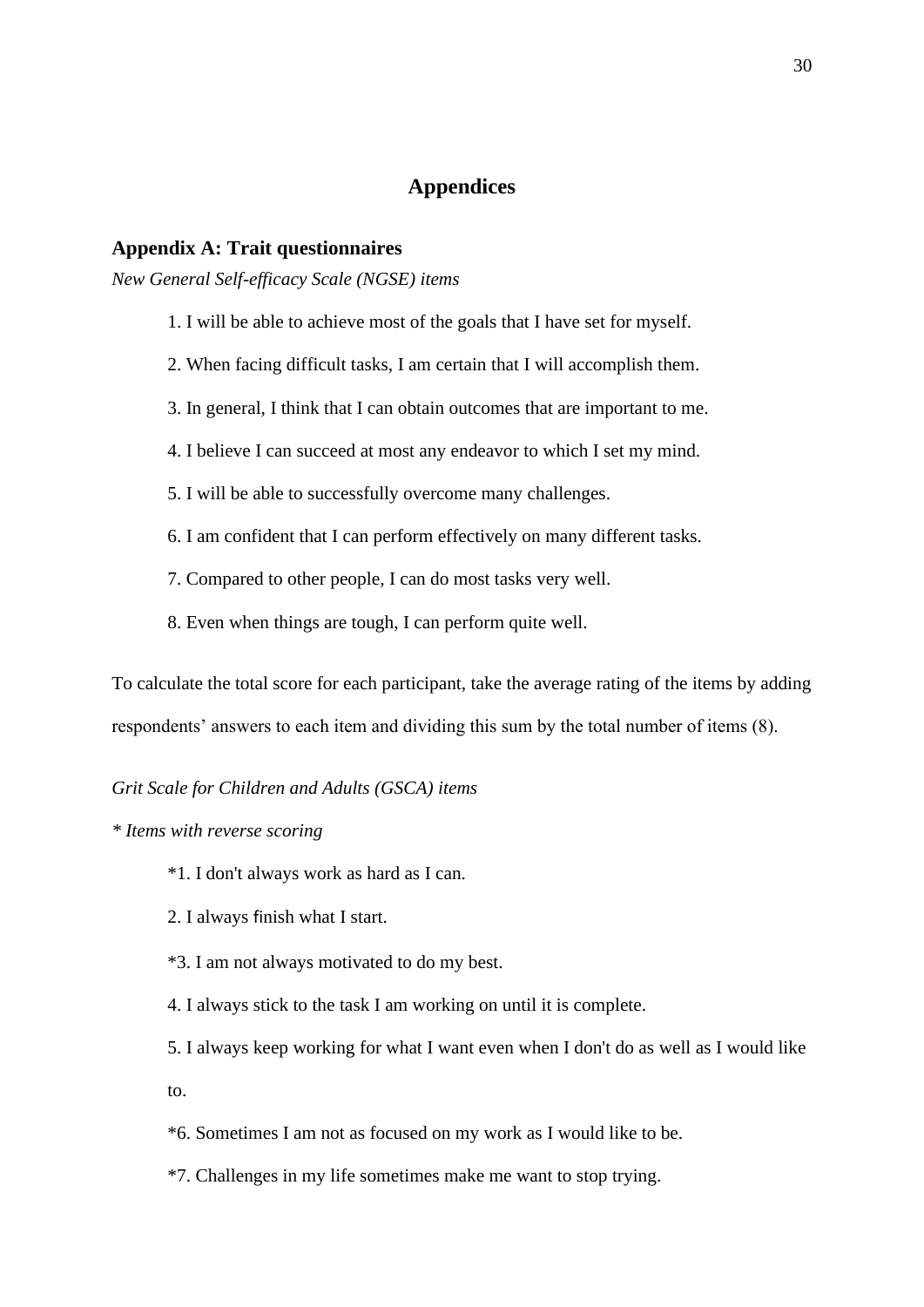# Appendices

## Appendix A: Trait questionnaires

*New General Self-efficacy Scale (NGSE) items*

1. I will be able to achieve most of the goals that I have set for myself.
2. When facing difficult tasks, I am certain that I will accomplish them.
3. In general, I think that I can obtain outcomes that are important to me.
4. I believe I can succeed at most any endeavor to which I set my mind.
5. I will be able to successfully overcome many challenges.
6. I am confident that I can perform effectively on many different tasks.
7. Compared to other people, I can do most tasks very well.
8. Even when things are tough, I can perform quite well.

To calculate the total score for each participant, take the average rating of the items by adding respondents' answers to each item and dividing this sum by the total number of items (8).

*Grit Scale for Children and Adults (GSCA) items*

*\* Items with reverse scoring*

*1. I don't always work as hard as I can.

2. I always finish what I start.

*3. I am not always motivated to do my best.

4. I always stick to the task I am working on until it is complete.

5. I always keep working for what I want even when I don't do as well as I would like to.

*6. Sometimes I am not as focused on my work as I would like to be.

*7. Challenges in my life sometimes make me want to stop trying.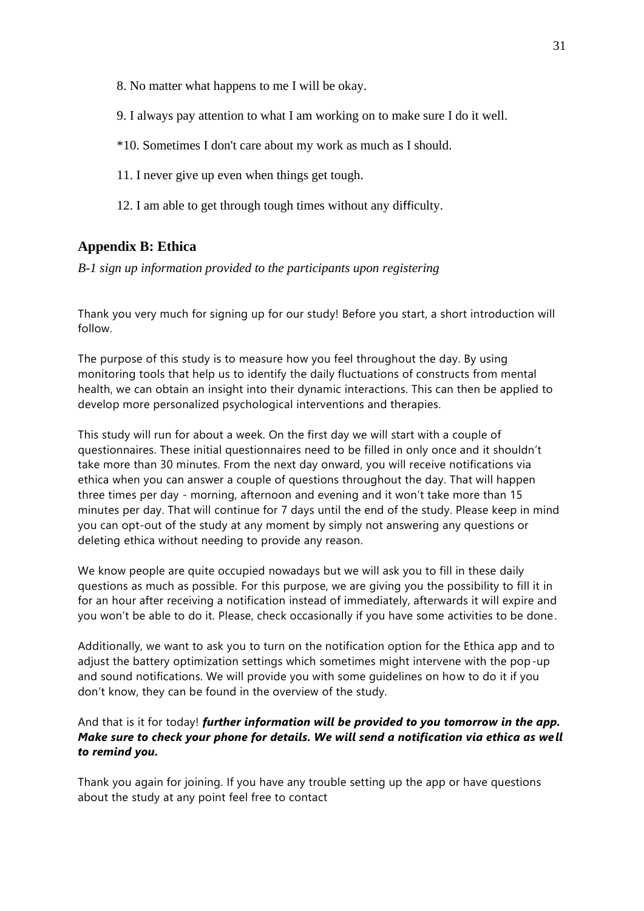8. No matter what happens to me I will be okay.

9. I always pay attention to what I am working on to make sure I do it well.

*10. Sometimes I don't care about my work as much as I should.

11. I never give up even when things get tough.

12. I am able to get through tough times without any difficulty.

## Appendix B: Ethica

*B-1 sign up information provided to the participants upon registering*

Thank you very much for signing up for our study! Before you start, a short introduction will follow.

The purpose of this study is to measure how you feel throughout the day. By using monitoring tools that help us to identify the daily fluctuations of constructs from mental health, we can obtain an insight into their dynamic interactions. This can then be applied to develop more personalized psychological interventions and therapies.

This study will run for about a week. On the first day we will start with a couple of questionnaires. These initial questionnaires need to be filled in only once and it shouldn't take more than 30 minutes. From the next day onward, you will receive notifications via ethica when you can answer a couple of questions throughout the day. That will happen three times per day - morning, afternoon and evening and it won't take more than 15 minutes per day. That will continue for 7 days until the end of the study. Please keep in mind you can opt-out of the study at any moment by simply not answering any questions or deleting ethica without needing to provide any reason.

We know people are quite occupied nowadays but we will ask you to fill in these daily questions as much as possible. For this purpose, we are giving you the possibility to fill it in for an hour after receiving a notification instead of immediately, afterwards it will expire and you won't be able to do it. Please, check occasionally if you have some activities to be done.

Additionally, we want to ask you to turn on the notification option for the Ethica app and to adjust the battery optimization settings which sometimes might intervene with the pop-up and sound notifications. We will provide you with some guidelines on how to do it if you don't know, they can be found in the overview of the study.

And that is it for today! ***further information will be provided to you tomorrow in the app. Make sure to check your phone for details. We will send a notification via ethica as well to remind you.***

Thank you again for joining. If you have any trouble setting up the app or have questions about the study at any point feel free to contact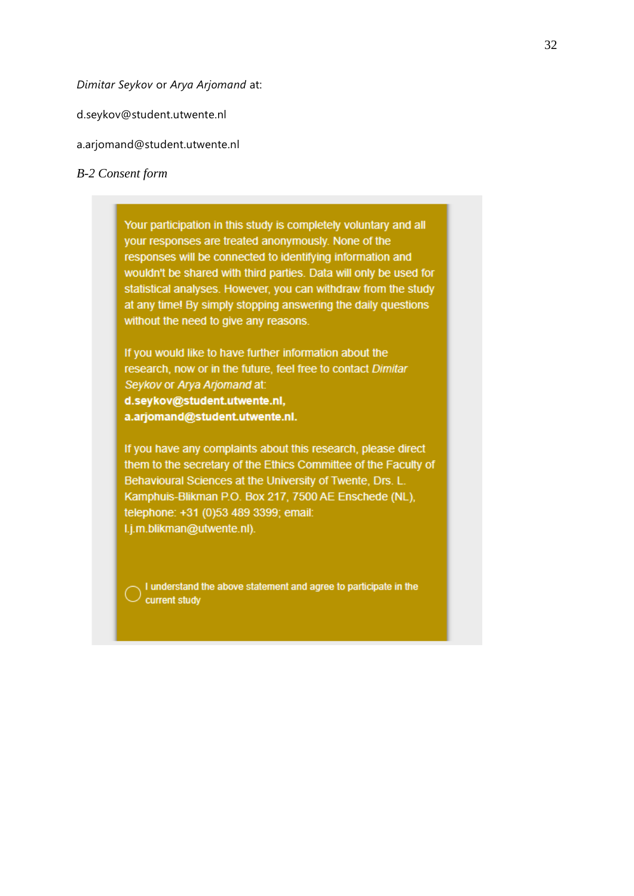*Dimitar Seykov* or *Arya Arjomand* at:

d.seykov@student.utwente.nl

a.arjomand@student.utwente.nl

*B-2 Consent form*

Your participation in this study is completely voluntary and all your responses are treated anonymously. None of the responses will be connected to identifying information and wouldn't be shared with third parties. Data will only be used for statistical analyses. However, you can withdraw from the study at any time! By simply stopping answering the daily questions without the need to give any reasons.

If you would like to have further information about the research, now or in the future, feel free to contact *Dimitar Seykov* or *Arya Arjomand* at:
**d.seykov@student.utwente.nl,**
**a.arjomand@student.utwente.nl.**

If you have any complaints about this research, please direct them to the secretary of the Ethics Committee of the Faculty of Behavioural Sciences at the University of Twente, Drs. L. Kamphuis-Blikman P.O. Box 217, 7500 AE Enschede (NL), telephone: +31 (0)53 489 3399; email: l.j.m.blikman@utwente.nl).

◯ I understand the above statement and agree to participate in the current study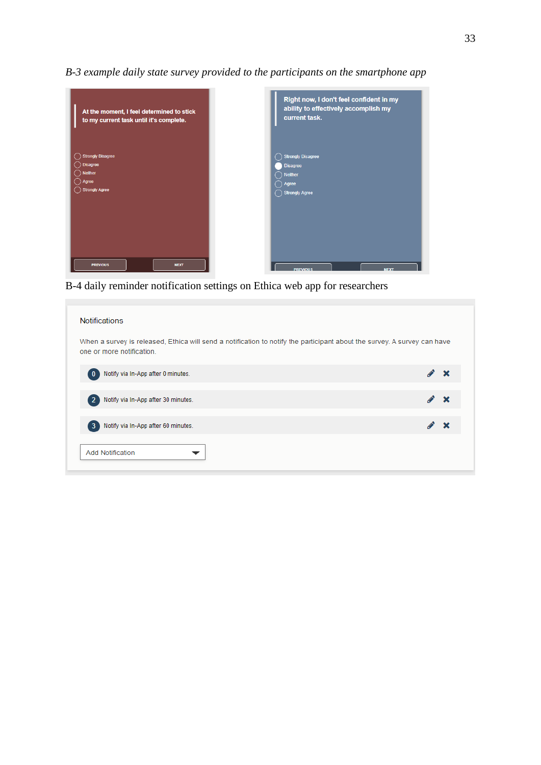*B-3 example daily state survey provided to the participants on the smartphone app*

At the moment, I feel determined to stick to my current task until it's complete.

- Strongly Disagree
- Disagree
- Neither
- Agree
- Strongly Agree

PREVIOUS NEXT

Right now, I don't feel confident in my ability to effectively accomplish my current task.

- Strongly Disagree
- Disagree
- Neither
- Agree
- Strongly Agree

PREVIOUS NEXT

B-4 daily reminder notification settings on Ethica web app for researchers

Notifications

When a survey is released, Ethica will send a notification to notify the participant about the survey. A survey can have one or more notification.

0 Notify via In-App after 0 minutes.

2 Notify via In-App after 30 minutes.

3 Notify via In-App after 60 minutes.

Add Notification